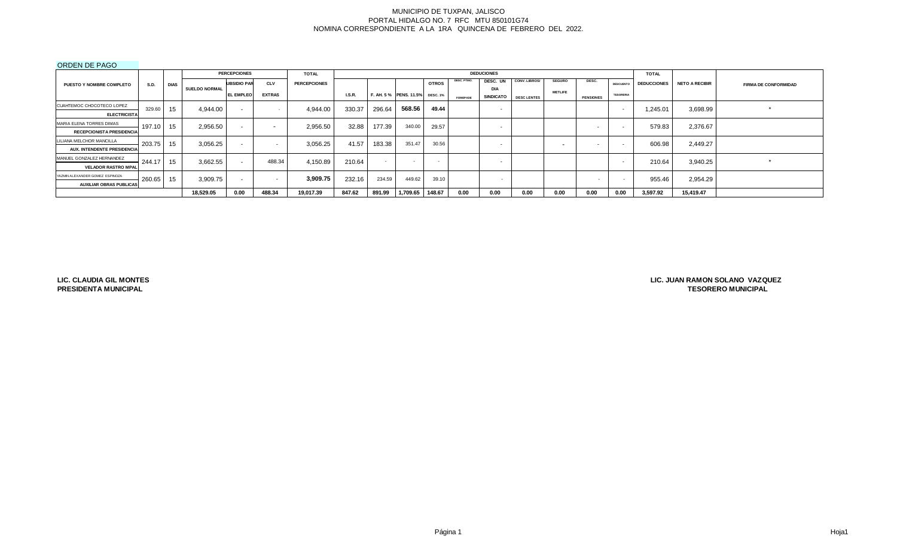MUNICIPIO DE TUXPAN, JALISCO
PORTAL HIDALGO NO. 7 RFC MTU 850101G74
NOMINA CORRESPONDIENTE A LA 1RA QUINCENA DE FEBRERO DEL 2022.

ORDEN DE PAGO

| PUESTO Y NOMBRE COMPLETO | S.D. | DIAS | PERCEPCIONES | | | TOTAL | DEDUCIONES | | | | | | | | | | | TOTAL | | |
|---|---|---|---|---|---|---|---|---|---|---|---|---|---|---|---|---|---|---|---|---|
| | | | SUELDO NORMAL | UBSIDIO PAR EL EMPLEO | CLV EXTRAS | PERCEPCIONES | I.S.R. | F. AH. 5 % | PENS. 11.5% | OTROS DESC. 1% | DESC. PTMO. FOMEPADE | DESC. UN DIA SINDICATO | CONV. LIBROS/ DESC LENTES | SEGURO METLIFE | DESC. PENSIONES | DESCUENTO TESORERIA | DEDUCCIONES | NETO A RECIBIR | FIRMA DE CONFORMIDAD |
| CUAHTEMOC CHOCOTECO LOPEZ / ELECTRICISTA | 329.60 | 15 | 4,944.00 | - | - | 4,944.00 | 330.37 | 296.64 | 568.56 | 49.44 | | - | | | | - | 1,245.01 | 3,698.99 | * |
| MARIA ELENA TORRES DIMAS / RECEPCIONISTA PRESIDENCIA | 197.10 | 15 | 2,956.50 | - | - | 2,956.50 | 32.88 | 177.39 | 340.00 | 29.57 | | - | | | - | - | 579.83 | 2,376.67 | |
| LILIANA MELCHOR MANCILLA / AUX. INTENDENTE PRESIDENCIA | 203.75 | 15 | 3,056.25 | - | - | 3,056.25 | 41.57 | 183.38 | 351.47 | 30.56 | | - | | - | - | - | 606.98 | 2,449.27 | |
| MANUEL GONZALEZ HERNANDEZ / VELADOR RASTRO MPAL | 244.17 | 15 | 3,662.55 | - | 488.34 | 4,150.89 | 210.64 | - | - | - | | - | | | | - | 210.64 | 3,940.25 | * |
| YAZMIN ALEXANDER GOMEZ ESPINOZA / AUXILIAR OBRAS PUBLICAS | 260.65 | 15 | 3,909.75 | - | - | 3,909.75 | 232.16 | 234.59 | 449.62 | 39.10 | | - | | | - | - | 955.46 | 2,954.29 | |
| | | | 18,529.05 | 0.00 | 488.34 | 19,017.39 | 847.62 | 891.99 | 1,709.65 | 148.67 | 0.00 | 0.00 | 0.00 | 0.00 | 0.00 | 0.00 | 3,597.92 | 15,419.47 | |

**LIC. CLAUDIA GIL MONTES**
**PRESIDENTA MUNICIPAL**

**LIC. JUAN RAMON SOLANO VAZQUEZ**
**TESORERO MUNICIPAL**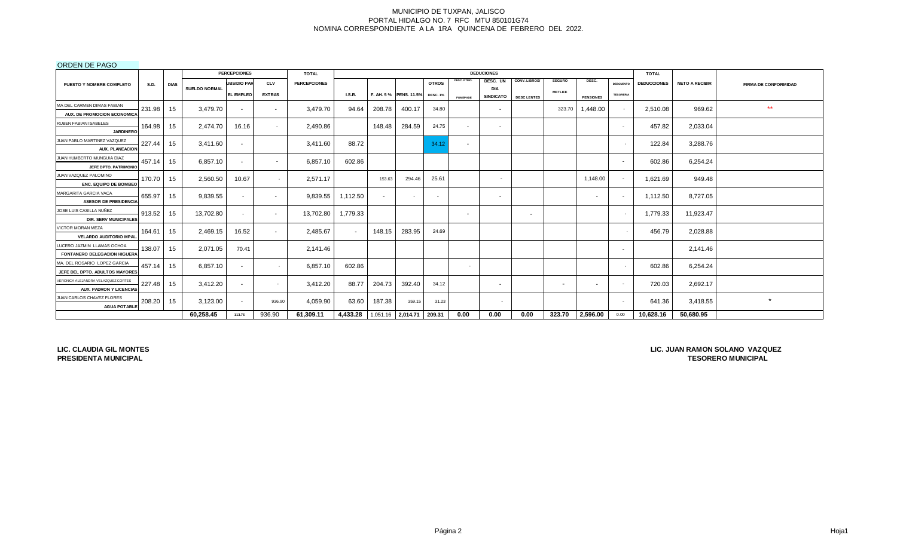MUNICIPIO DE TUXPAN, JALISCO
PORTAL HIDALGO NO. 7 RFC MTU 850101G74
NOMINA CORRESPONDIENTE A LA 1RA QUINCENA DE FEBRERO DEL 2022.

ORDEN DE PAGO

| PUESTO Y NOMBRE COMPLETO | S.D. | DIAS | PERCEPCIONES SUELDO NORMAL | SUBSIDIO PARA EL EMPLEO | CLV EXTRAS | TOTAL PERCEPCIONES | DEDUCCIONES I.S.R. | F. AH. 5 % | PENS. 11.5% | OTROS DESC. 1% | DESC. PTMO. FOMEPADE | DESC. UN DIA SINDICATO | CONV. LIBROS/ DESC LENTES | SEGURO METLIFE | DESC. PENSIONES | DESCUENTO TESORERIA | TOTAL DEDUCCIONES | NETO A RECIBIR | FIRMA DE CONFORMIDAD |
|---|---|---|---|---|---|---|---|---|---|---|---|---|---|---|---|---|---|---|---|
| MA DEL CARMEN DIMAS FABIAN AUX. DE PROMOCION ECONOMICA | 231.98 | 15 | 3,479.70 | - | - | 3,479.70 | 94.64 | 208.78 | 400.17 | 34.80 | | - | | 323.70 | 1,448.00 | - | 2,510.08 | 969.62 | ** |
| RUBEN FABIAN ISABELES JARDINERO | 164.98 | 15 | 2,474.70 | 16.16 | - | 2,490.86 | | 148.48 | 284.59 | 24.75 | - | - | | | | - | 457.82 | 2,033.04 | |
| JUAN PABLO MARTINEZ VAZQUEZ AUX. PLANEACION | 227.44 | 15 | 3,411.60 | - | | 3,411.60 | 88.72 | | | 34.12 | - | | | | | - | 122.84 | 3,288.76 | |
| JUAN HUMBERTO MUNGUIA DIAZ JEFE DPTO. PATRIMONIO | 457.14 | 15 | 6,857.10 | - | - | 6,857.10 | 602.86 | | | | | | | | | - | 602.86 | 6,254.24 | |
| JUAN VAZQUEZ PALOMINO ENC. EQUIPO DE BOMBEO | 170.70 | 15 | 2,560.50 | 10.67 | - | 2,571.17 | | 153.63 | 294.46 | 25.61 | | - | | | 1,148.00 | - | 1,621.69 | 949.48 | |
| MARGARITA GARCIA VACA ASESOR DE PRESIDENCIA | 655.97 | 15 | 9,839.55 | - | - | 9,839.55 | 1,112.50 | - | - | - | | - | | | - | - | 1,112.50 | 8,727.05 | |
| JOSE LUIS CASILLA NUÑEZ DIR. SERV MUNICIPALES | 913.52 | 15 | 13,702.80 | - | - | 13,702.80 | 1,779.33 | | | | - | | - | | | - | 1,779.33 | 11,923.47 | |
| VICTOR MORAN MEZA VELARDO AUDITORIO MPAL. | 164.61 | 15 | 2,469.15 | 16.52 | - | 2,485.67 | - | 148.15 | 283.95 | 24.69 | | | | | | - | 456.79 | 2,028.88 | |
| LUCERO JAZMIN LLAMAS OCHOA FONTANERO DELEGACION HIGUERA | 138.07 | 15 | 2,071.05 | 70.41 | | 2,141.46 | | | | | | | | | | - | | 2,141.46 | |
| MA. DEL ROSARIO LOPEZ GARCIA JEFE DEL DPTO. ADULTOS MAYORES | 457.14 | 15 | 6,857.10 | - | - | 6,857.10 | 602.86 | | | | - | | | | | - | 602.86 | 6,254.24 | |
| VERONICA ALEJANDRA VELAZQUEZ CORTES AUX. PADRON Y LICENCIAS | 227.48 | 15 | 3,412.20 | - | - | 3,412.20 | 88.77 | 204.73 | 392.40 | 34.12 | | - | | - | - | - | 720.03 | 2,692.17 | |
| JUAN CARLOS CHAVEZ FLORES AGUA POTABLE | 208.20 | 15 | 3,123.00 | - | 936.90 | 4,059.90 | 63.60 | 187.38 | 359.15 | 31.23 | | - | | | | - | 641.36 | 3,418.55 | * |
| | | | 60,258.45 | 113.76 | 936.90 | 61,309.11 | 4,433.28 | 1,051.16 | 2,014.71 | 209.31 | 0.00 | 0.00 | 0.00 | 323.70 | 2,596.00 | 0.00 | 10,628.16 | 50,680.95 | |

**LIC. CLAUDIA GIL MONTES**
**PRESIDENTA MUNICIPAL**

**LIC. JUAN RAMON SOLANO VAZQUEZ**
**TESORERO MUNICIPAL**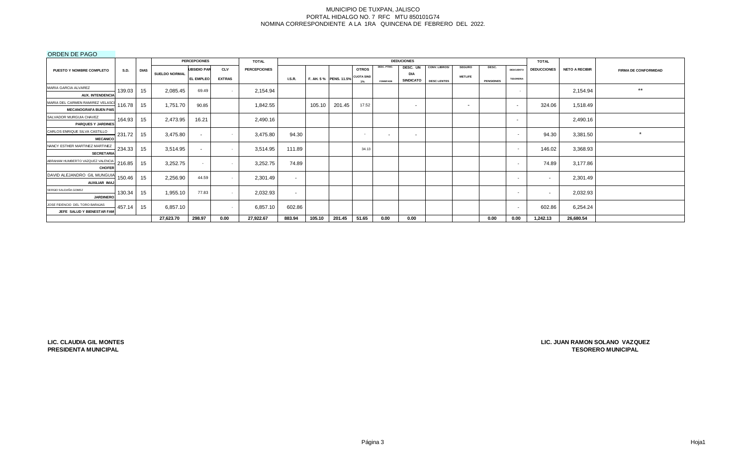# MUNICIPIO DE TUXPAN, JALISCO

PORTAL HIDALGO NO. 7 RFC MTU 850101G74

NOMINA CORRESPONDIENTE A LA 1RA QUINCENA DE FEBRERO DEL 2022.

ORDEN DE PAGO

| PUESTO Y NOMBRE COMPLETO | S.D. | DIAS | PERCEPCIONES | | | TOTAL | DEDUCCIONES | | | | | | | | | | TOTAL | NETO A RECIBIR | FIRMA DE CONFORMIDAD |
|---|---|---|---|---|---|---|---|---|---|---|---|---|---|---|---|---|---|---|---|
| | | | SUELDO NORMAL | SUBSIDIO PARA EL EMPLEO | CLV EXTRAS | PERCEPCIONES | I.S.R. | F. AH. 5 % | PENS. 11.5% | OTROS CUOTA SIND 1% | DESC. PTMO. FOMEPADE | DESC. UN DIA SINDICATO | CONV. LIBROS/ DESC LENTES | SEGURO METLIFE | DESC. PENSIONES | DESCUENTO TESORERIA | DEDUCCIONES | | |
| MARIA GARCIA ALVAREZ AUX. INTENDENCIA | 139.03 | 15 | 2,085.45 | 69.49 | - | 2,154.94 | | | | | | | | | | - | | 2,154.94 | ** |
| MARIA DEL CARMEN RAMIREZ VELASCO MECANOGRAFA BUEN PAIS | 116.78 | 15 | 1,751.70 | 90.85 | | 1,842.55 | | 105.10 | 201.45 | 17.52 | | - | | - | | - | 324.06 | 1,518.49 | |
| SALVADOR MURGUIA CHAVEZ PARQUES Y JARDINES | 164.93 | 15 | 2,473.95 | 16.21 | | 2,490.16 | | | | | | | | | | - | | 2,490.16 | |
| CARLOS ENRIQUE SILVA CASTILLO MECANICO | 231.72 | 15 | 3,475.80 | - | - | 3,475.80 | 94.30 | | | - | - | - | | | | - | 94.30 | 3,381.50 | * |
| NANCY ESTHER MARTINEZ MARTINEZ SECRETARIA | 234.33 | 15 | 3,514.95 | - | - | 3,514.95 | 111.89 | | | 34.13 | | | | | | - | 146.02 | 3,368.93 | |
| ABRAHAM HUMBERTO VAZQUEZ VALENCIA CHOFER | 216.85 | 15 | 3,252.75 | - | - | 3,252.75 | 74.89 | | | | | | | | | - | 74.89 | 3,177.86 | |
| DAVID ALEJANDRO GIL MUNGUIA AUXILIAR IMAJ | 150.46 | 15 | 2,256.90 | 44.59 | - | 2,301.49 | - | | | | | | | | | - | - | 2,301.49 | |
| SERGIO SALDAÑA GOMEZ JARDINERO | 130.34 | 15 | 1,955.10 | 77.83 | - | 2,032.93 | - | | | | | | | | | - | - | 2,032.93 | |
| JOSE FIDENCIO DEL TORO BARAJAS JEFE SALUD Y BIENESTAR FAM | 457.14 | 15 | 6,857.10 | | - | 6,857.10 | 602.86 | | | | | | | | | - | 602.86 | 6,254.24 | |
| | | | 27,623.70 | 298.97 | 0.00 | 27,922.67 | 883.94 | 105.10 | 201.45 | 51.65 | 0.00 | 0.00 | | | 0.00 | 0.00 | 1,242.13 | 26,680.54 | |

**LIC. CLAUDIA GIL MONTES**
**PRESIDENTA MUNICIPAL**

**LIC. JUAN RAMON SOLANO VAZQUEZ**
**TESORERO MUNICIPAL**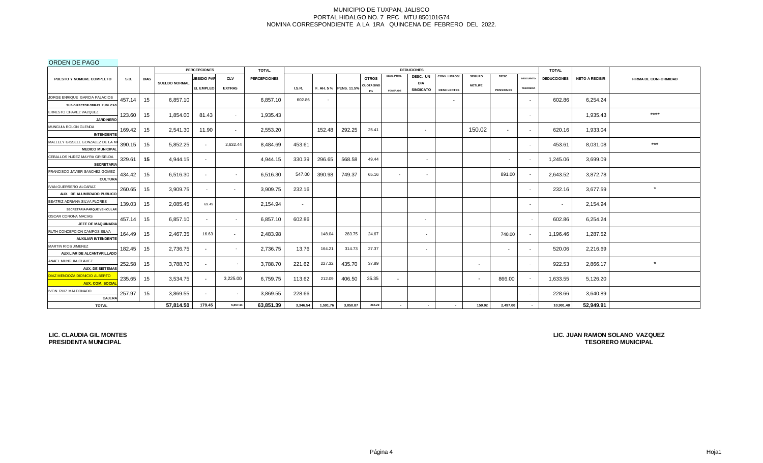MUNICIPIO DE TUXPAN, JALISCO
PORTAL HIDALGO NO. 7 RFC MTU 850101G74
NOMINA CORRESPONDIENTE A LA 1RA QUINCENA DE FEBRERO DEL 2022.

ORDEN DE PAGO

| PUESTO Y NOMBRE COMPLETO | S.D. | DIAS | PERCEPCIONES | | | TOTAL | DEDUCCIONES | | | | | | | | | | TOTAL | NETO A RECIBIR | FIRMA DE CONFORMIDAD |
|---|---|---|---|---|---|---|---|---|---|---|---|---|---|---|---|---|---|---|---|
| | | | SUELDO NORMAL | SUBSIDIO PARA EL EMPLEO | CLV EXTRAS | PERCEPCIONES | I.S.R. | F. AH. 5 % | PENS. 11.5% | OTROS CUOTA SIND 1% | DESC. PTMO. FOMEPADE | DESC. UN DIA SINDICATO | CONV. LIBROS/ DESC LENTES | SEGURO METLIFE | DESC. PENSIONES | DESCUENTO TESORERIA | DEDUCCIONES | | |
| JORGE ENRIQUE GARCIA PALACIOS SUB-DIRECTOR OBRAS PUBLICAS | 457.14 | 15 | 6,857.10 | | | 6,857.10 | 602.86 | - | | | | | - | | | - | 602.86 | 6,254.24 | |
| ERNESTO CHAVEZ VAZQUEZ JARDINERO | 123.60 | 15 | 1,854.00 | 81.43 | - | 1,935.43 | | | | | | | | | | - | | 1,935.43 | **** |
| MUNGUIA ROLON GLENDA INTENDENTE | 169.42 | 15 | 2,541.30 | 11.90 | - | 2,553.20 | | 152.48 | 292.25 | 25.41 | | - | | 150.02 | - | - | 620.16 | 1,933.04 | |
| MALLELY GISSELL GONZALEZ DE LA M MEDICO MUNICIPAL | 390.15 | 15 | 5,852.25 | - | 2,632.44 | 8,484.69 | 453.61 | | | | | | | | | - | 453.61 | 8,031.08 | *** |
| CEBALLOS NUÑEZ MAYRA GRISELDA SECRETARIA | 329.61 | 15 | 4,944.15 | - | | 4,944.15 | 330.39 | 296.65 | 568.58 | 49.44 | | - | | | - | - | 1,245.06 | 3,699.09 | |
| FRANCISCO JAVIER SANCHEZ GOMEZ CULTURA | 434.42 | 15 | 6,516.30 | - | - | 6,516.30 | 547.00 | 390.98 | 749.37 | 65.16 | - | - | | | 891.00 | - | 2,643.52 | 3,872.78 | |
| IVAN GUERRERO ALCARAZ AUX. DE ALUMBRADO PUBLICO | 260.65 | 15 | 3,909.75 | - | - | 3,909.75 | 232.16 | | | | | | | | | - | 232.16 | 3,677.59 | * |
| BEATRIZ ADRIANA SILVA FLORES SECRETARIA PARQUE VEHICULAR | 139.03 | 15 | 2,085.45 | 69.49 | | 2,154.94 | - | | | | | | | | | - | - | 2,154.94 | |
| OSCAR CORONA MACIAS JEFE DE MAQUINARIA | 457.14 | 15 | 6,857.10 | - | - | 6,857.10 | 602.86 | | | | | - | | | | - | 602.86 | 6,254.24 | |
| RUTH CONCEPCION CAMPOS SILVA AUXILIAR INTENDENTE | 164.49 | 15 | 2,467.35 | 16.63 | - | 2,483.98 | | 148.04 | 283.75 | 24.67 | | - | | | 740.00 | - | 1,196.46 | 1,287.52 | |
| MARTIN RIOS JIMENEZ AUXILIAR DE ALCANTARILLADO | 182.45 | 15 | 2,736.75 | - | - | 2,736.75 | 13.76 | 164.21 | 314.73 | 27.37 | | - | | | - | - | 520.06 | 2,216.69 | |
| ANAEL MUNGUIA CHAVEZ AUX. DE SISTEMAS | 252.58 | 15 | 3,788.70 | - | - | 3,788.70 | 221.62 | 227.32 | 435.70 | 37.89 | | | | - | | - | 922.53 | 2,866.17 | * |
| DIAZ MENDOZA DIONICIO ALBERTO AUX. COM. SOCIAL | 235.65 | 15 | 3,534.75 | - | 3,225.00 | 6,759.75 | 113.62 | 212.09 | 406.50 | 35.35 | - | | | - | 866.00 | - | 1,633.55 | 5,126.20 | |
| IVON RUIZ MALDONADO CAJERA | 257.97 | 15 | 3,869.55 | - | - | 3,869.55 | 228.66 | | | | | | | | | - | 228.66 | 3,640.89 | |
| TOTAL | | | 57,814.50 | 179.45 | 5,857.44 | 63,851.39 | 3,346.54 | 1,591.76 | 3,050.87 | 265.29 | - | - | - | 150.02 | 2,497.00 | - | 10,901.48 | 52,949.91 | |

**LIC. CLAUDIA GIL MONTES**
**PRESIDENTA MUNICIPAL**

**LIC. JUAN RAMON SOLANO VAZQUEZ**
**TESORERO MUNICIPAL**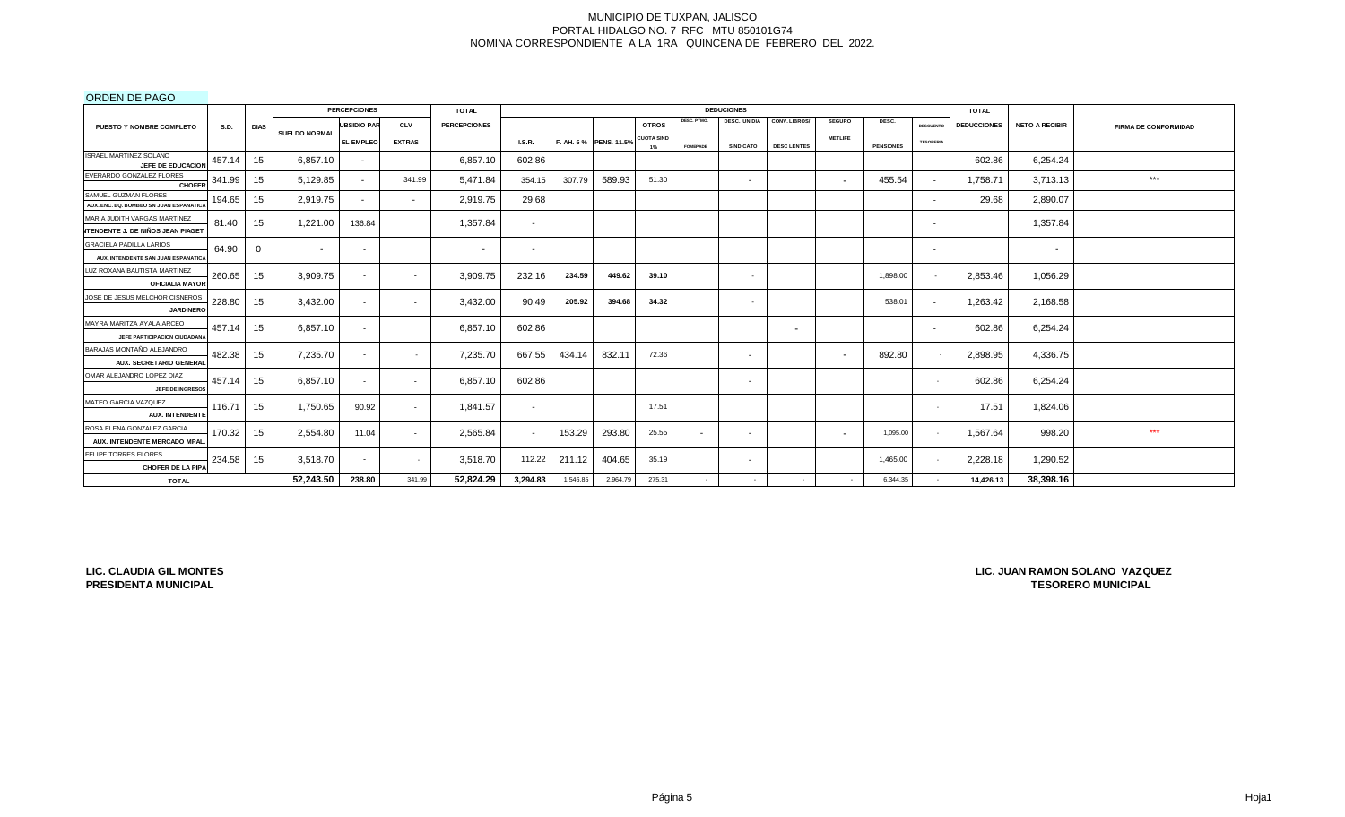MUNICIPIO DE TUXPAN, JALISCO
PORTAL HIDALGO NO. 7 RFC MTU 850101G74
NOMINA CORRESPONDIENTE A LA 1RA QUINCENA DE FEBRERO DEL 2022.

ORDEN DE PAGO

| PUESTO Y NOMBRE COMPLETO | S.D. | DIAS | PERCEPCIONES SUELDO NORMAL | SUBSIDIO PARA EL EMPLEO | CLV EXTRAS | TOTAL PERCEPCIONES | DEDUCIONES I.S.R. | F. AH. 5 % | PENS. 11.5% | OTROS CUOTA SIND 1% | DESC. PTMO. FONEPADE | DESC. UN DIA SINDICATO | CONV. LIBROS/ DESC LENTES | SEGURO METLIFE | DESC. PENSIONES | DESCUENTO TESORERIA | TOTAL DEDUCCIONES | NETO A RECIBIR | FIRMA DE CONFORMIDAD |
|---|---|---|---|---|---|---|---|---|---|---|---|---|---|---|---|---|---|---|---|
| ISRAEL MARTINEZ SOLANO JEFE DE EDUCACION | 457.14 | 15 | 6,857.10 | - | | 6,857.10 | 602.86 | | | | | | | | | - | 602.86 | 6,254.24 | |
| EVERARDO GONZALEZ FLORES CHOFER | 341.99 | 15 | 5,129.85 | - | 341.99 | 5,471.84 | 354.15 | 307.79 | 589.93 | 51.30 | | - | | - | 455.54 | - | 1,758.71 | 3,713.13 | *** |
| SAMUEL GUZMAN FLORES AUX. ENC. EQ. BOMBEO SN JUAN ESPANATICA | 194.65 | 15 | 2,919.75 | - | - | 2,919.75 | 29.68 | | | | | | | | | - | 29.68 | 2,890.07 | |
| MARIA JUDITH VARGAS MARTINEZ INTENDENTE J. DE NIÑOS JEAN PIAGET | 81.40 | 15 | 1,221.00 | 136.84 | | 1,357.84 | - | | | | | | | | | - | | 1,357.84 | |
| GRACIELA PADILLA LARIOS AUX. INTENDENTE SAN JUAN ESPANATICA | 64.90 | 0 | - | - | | - | - | | | | | | | | | - | | - | |
| LUZ ROXANA BAUTISTA MARTINEZ OFICIALIA MAYOR | 260.65 | 15 | 3,909.75 | - | - | 3,909.75 | 232.16 | 234.59 | 449.62 | 39.10 | | - | | | 1,898.00 | - | 2,853.46 | 1,056.29 | |
| JOSE DE JESUS MELCHOR CISNEROS JARDINERO | 228.80 | 15 | 3,432.00 | - | - | 3,432.00 | 90.49 | 205.92 | 394.68 | 34.32 | | - | | | 538.01 | - | 1,263.42 | 2,168.58 | |
| MAYRA MARITZA AYALA ARCEO JEFE PARTICIPACION CIUDADANA | 457.14 | 15 | 6,857.10 | - | | 6,857.10 | 602.86 | | | | | | - | | | - | 602.86 | 6,254.24 | |
| BARAJAS MONTAÑO ALEJANDRO AUX. SECRETARIO GENERAL | 482.38 | 15 | 7,235.70 | - | - | 7,235.70 | 667.55 | 434.14 | 832.11 | 72.36 | | - | | - | 892.80 | - | 2,898.95 | 4,336.75 | |
| OMAR ALEJANDRO LOPEZ DIAZ JEFE DE INGRESOS | 457.14 | 15 | 6,857.10 | - | - | 6,857.10 | 602.86 | | | | | - | | | | - | 602.86 | 6,254.24 | |
| MATEO GARCIA VAZQUEZ AUX. INTENDENTE | 116.71 | 15 | 1,750.65 | 90.92 | - | 1,841.57 | - | | | 17.51 | | | | | | - | 17.51 | 1,824.06 | |
| ROSA ELENA GONZALEZ GARCIA AUX. INTENDENTE MERCADO MPAL. | 170.32 | 15 | 2,554.80 | 11.04 | - | 2,565.84 | - | 153.29 | 293.80 | 25.55 | - | - | | - | 1,095.00 | - | 1,567.64 | 998.20 | *** |
| FELIPE TORRES FLORES CHOFER DE LA PIPA | 234.58 | 15 | 3,518.70 | - | - | 3,518.70 | 112.22 | 211.12 | 404.65 | 35.19 | | - | | | 1,465.00 | - | 2,228.18 | 1,290.52 | |
| TOTAL | | | 52,243.50 | 238.80 | 341.99 | 52,824.29 | 3,294.83 | 1,546.85 | 2,964.79 | 275.31 | - | - | - | - | 6,344.35 | - | 14,426.13 | 38,398.16 | |

LIC. CLAUDIA GIL MONTES
PRESIDENTA MUNICIPAL

LIC. JUAN RAMON SOLANO VAZQUEZ
TESORERO MUNICIPAL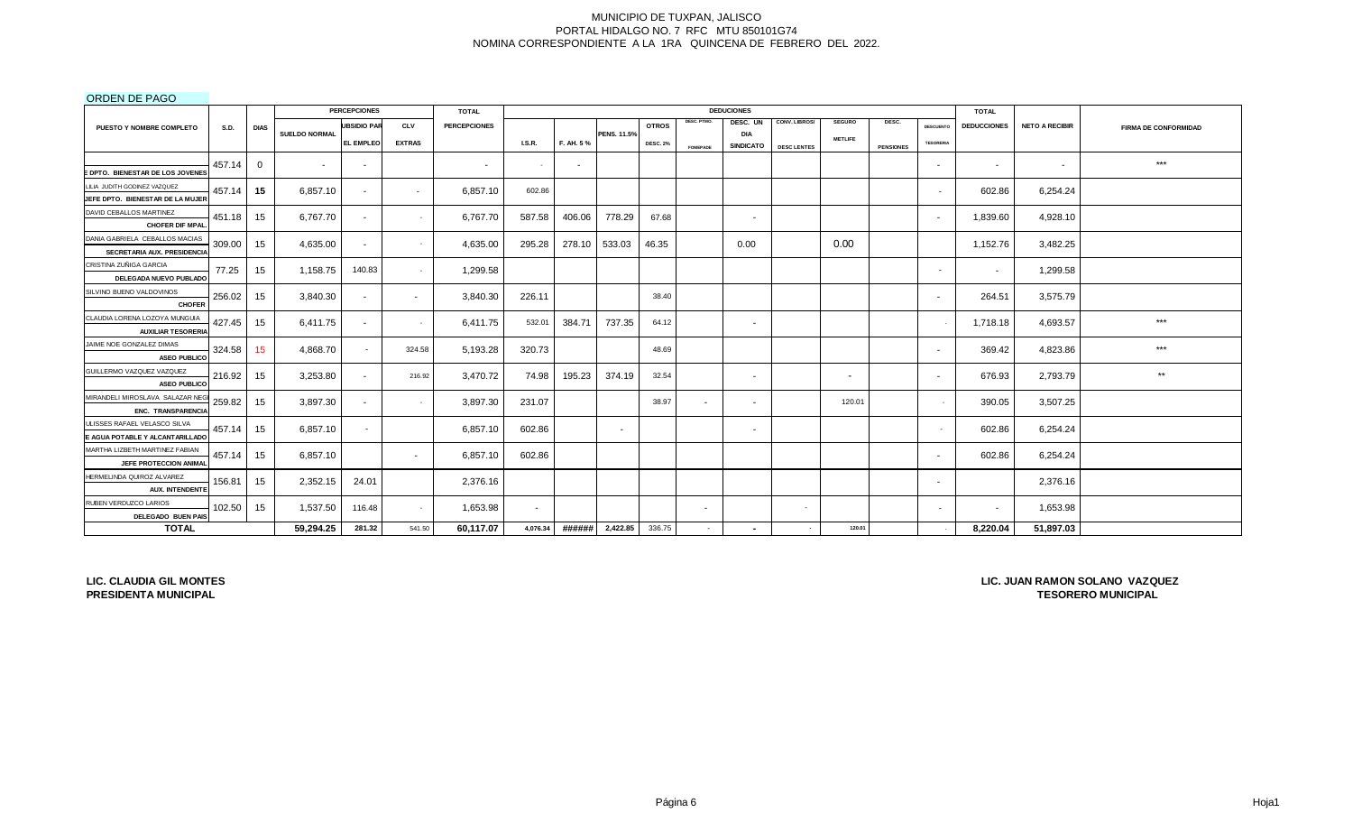MUNICIPIO DE TUXPAN, JALISCO
PORTAL HIDALGO NO. 7 RFC MTU 850101G74
NOMINA CORRESPONDIENTE A LA 1RA QUINCENA DE FEBRERO DEL 2022.

ORDEN DE PAGO

| PUESTO Y NOMBRE COMPLETO | S.D. | DIAS | PERCEPCIONES | | | TOTAL | DEDUCIONES | | | | | | | | | | | TOTAL | | |
|---|---|---|---|---|---|---|---|---|---|---|---|---|---|---|---|---|---|---|---|---|
| | | | SUELDO NORMAL | UBSIDIO PAR EL EMPLEO | CLV EXTRAS | PERCEPCIONES | I.S.R. | F. AH. 5 % | PENS. 11.5% | OTROS DESC. 2% | DESC. PTMO. FONDPADE | DESC. UN DIA SINDICATO | CONV. LIBROS/ DESC LENTES | SEGURO METLIFE | DESC. PENSIONES | DESCUENTO TESORERIA | DEDUCCIONES | NETO A RECIBIR | FIRMA DE CONFORMIDAD |
| E DPTO. BIENESTAR DE LOS JOVENES | 457.14 | 0 | - | - | | - | - | - | | | | | | | | - | - | - | *** |
| LILIA JUDITH GODINEZ VAZQUEZ<br>JEFE DPTO. BIENESTAR DE LA MUJER | 457.14 | 15 | 6,857.10 | - | - | 6,857.10 | 602.86 | | | | | | | | | - | 602.86 | 6,254.24 | |
| DAVID CEBALLOS MARTINEZ<br>CHOFER DIF MPAL. | 451.18 | 15 | 6,767.70 | - | - | 6,767.70 | 587.58 | 406.06 | 778.29 | 67.68 | | - | | | | - | 1,839.60 | 4,928.10 | |
| DANIA GABRIELA CEBALLOS MACIAS<br>SECRETARIA AUX. PRESIDENCIA | 309.00 | 15 | 4,635.00 | - | - | 4,635.00 | 295.28 | 278.10 | 533.03 | 46.35 | | 0.00 | | 0.00 | | | 1,152.76 | 3,482.25 | |
| CRISTINA ZUÑIGA GARCIA<br>DELEGADA NUEVO PUBLADO | 77.25 | 15 | 1,158.75 | 140.83 | - | 1,299.58 | | | | | | | | | | - | - | 1,299.58 | |
| SILVINO BUENO VALDOVINOS<br>CHOFER | 256.02 | 15 | 3,840.30 | - | - | 3,840.30 | 226.11 | | | 38.40 | | | | | | - | 264.51 | 3,575.79 | |
| CLAUDIA LORENA LOZOYA MUNGUIA<br>AUXILIAR TESORERIA | 427.45 | 15 | 6,411.75 | - | - | 6,411.75 | 532.01 | 384.71 | 737.35 | 64.12 | | - | | | | - | 1,718.18 | 4,693.57 | *** |
| JAIME NOE GONZALEZ DIMAS<br>ASEO PUBLICO | 324.58 | 15 | 4,868.70 | - | 324.58 | 5,193.28 | 320.73 | | | 48.69 | | | | | | - | 369.42 | 4,823.86 | *** |
| GUILLERMO VAZQUEZ VAZQUEZ<br>ASEO PUBLICO | 216.92 | 15 | 3,253.80 | - | 216.92 | 3,470.72 | 74.98 | 195.23 | 374.19 | 32.54 | | - | | - | | - | 676.93 | 2,793.79 | ** |
| MIRANDELI MIROSLAVA SALAZAR NEG<br>ENC. TRANSPARENCIA | 259.82 | 15 | 3,897.30 | - | - | 3,897.30 | 231.07 | | | 38.97 | - | - | | 120.01 | | - | 390.05 | 3,507.25 | |
| ULISSES RAFAEL VELASCO SILVA<br>E AGUA POTABLE Y ALCANTARILLADO | 457.14 | 15 | 6,857.10 | - | | 6,857.10 | 602.86 | | - | | | - | | | | - | 602.86 | 6,254.24 | |
| MARTHA LIZBETH MARTINEZ FABIAN<br>JEFE PROTECCION ANIMAL | 457.14 | 15 | 6,857.10 | | - | 6,857.10 | 602.86 | | | | | | | | | - | 602.86 | 6,254.24 | |
| HERMELINDA QUIROZ ALVAREZ<br>AUX. INTENDENTE | 156.81 | 15 | 2,352.15 | 24.01 | | 2,376.16 | | | | | | | | | | - | | 2,376.16 | |
| RUBEN VERDUZCO LARIOS<br>DELEGADO BUEN PAIS | 102.50 | 15 | 1,537.50 | 116.48 | - | 1,653.98 | - | | | | - | | - | | | - | - | 1,653.98 | |
| **TOTAL** | | | **59,294.25** | **281.32** | 541.50 | **60,117.07** | **4,076.34** | **######** | **2,422.85** | 336.75 | - | **-** | - | **120.01** | | - | **8,220.04** | **51,897.03** | |

**LIC. CLAUDIA GIL MONTES**
**PRESIDENTA MUNICIPAL**

**LIC. JUAN RAMON SOLANO VAZQUEZ**
**TESORERO MUNICIPAL**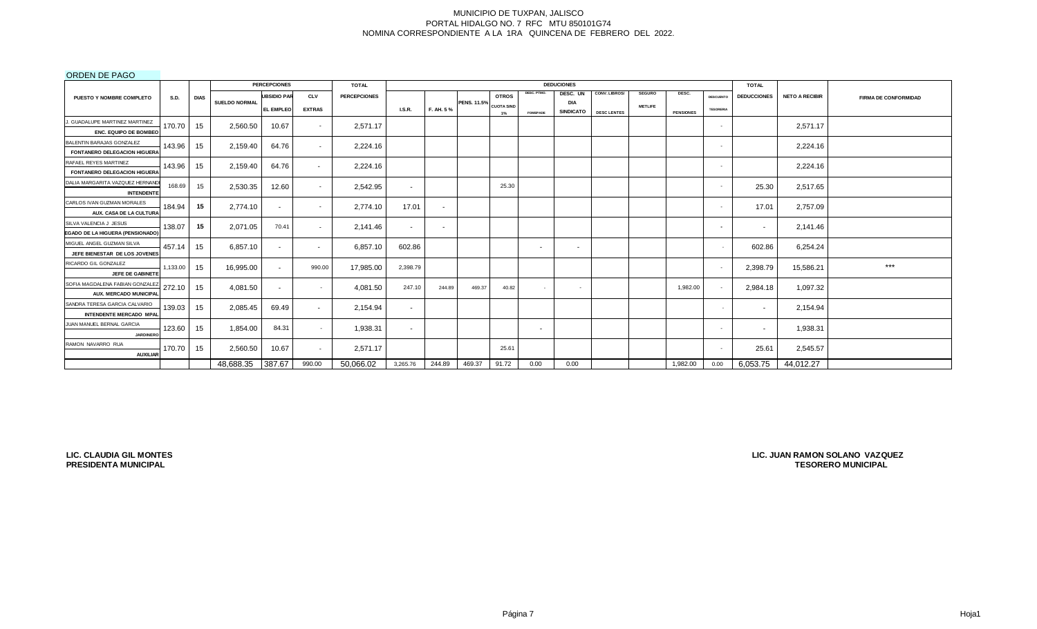MUNICIPIO DE TUXPAN, JALISCO
PORTAL HIDALGO NO. 7 RFC MTU 850101G74
NOMINA CORRESPONDIENTE A LA 1RA QUINCENA DE FEBRERO DEL 2022.

ORDEN DE PAGO

| PUESTO Y NOMBRE COMPLETO | S.D. | DIAS | PERCEPCIONES | | | TOTAL | DEDUCIONES | | | | | | | | | | | TOTAL | NETO A RECIBIR | FIRMA DE CONFORMIDAD |
|---|---|---|---|---|---|---|---|---|---|---|---|---|---|---|---|---|---|---|---|---|
| | | | SUELDO NORMAL | UBSIDIO PAR EL EMPLEO | CLV EXTRAS | PERCEPCIONES | I.S.R. | F. AH. 5 % | PENS. 11.5% | OTROS CUOTA SIND 1% | DESC. PTMO. FOMEPADE | DESC. UN DIA SINDICATO | CONV. LIBROS/ DESC LENTES | SEGURO METLIFE | DESC. PENSIONES | DESCUENTO TESORERIA | DEDUCCIONES | | |
| J. GUADALUPE MARTINEZ MARTINEZ / ENC. EQUIPO DE BOMBEO | 170.70 | 15 | 2,560.50 | 10.67 | - | 2,571.17 | | | | | | | | | | - | | 2,571.17 | |
| BALENTIN BARAJAS GONZALEZ / FONTANERO DELEGACION HIGUERA | 143.96 | 15 | 2,159.40 | 64.76 | - | 2,224.16 | | | | | | | | | | - | | 2,224.16 | |
| RAFAEL REYES MARTINEZ / FONTANERO DELEGACION HIGUERA | 143.96 | 15 | 2,159.40 | 64.76 | - | 2,224.16 | | | | | | | | | | - | | 2,224.16 | |
| DALIA MARGARITA VAZQUEZ HERNAND / INTENDENTE | 168.69 | 15 | 2,530.35 | 12.60 | - | 2,542.95 | - | | | 25.30 | | | | | | - | 25.30 | 2,517.65 | |
| CARLOS IVAN GUZMAN MORALES / AUX. CASA DE LA CULTURA | 184.94 | 15 | 2,774.10 | - | - | 2,774.10 | 17.01 | - | | | | | | | | - | 17.01 | 2,757.09 | |
| SILVA VALENCIA J JESUS / EGADO DE LA HIGUERA (PENSIONADO) | 138.07 | 15 | 2,071.05 | 70.41 | - | 2,141.46 | - | - | | | | | | | | - | - | 2,141.46 | |
| MIGUEL ANGEL GUZMAN SILVA / JEFE BIENESTAR DE LOS JOVENES | 457.14 | 15 | 6,857.10 | - | - | 6,857.10 | 602.86 | | | | - | - | | | | - | 602.86 | 6,254.24 | |
| RICARDO GIL GONZALEZ / JEFE DE GABINETE | 1,133.00 | 15 | 16,995.00 | - | 990.00 | 17,985.00 | 2,398.79 | | | | | | | | | - | 2,398.79 | 15,586.21 | *** |
| SOFIA MAGDALENA FABIAN GONZALEZ / AUX. MERCADO MUNICIPAL | 272.10 | 15 | 4,081.50 | - | - | 4,081.50 | 247.10 | 244.89 | 469.37 | 40.82 | - | - | | | 1,982.00 | - | 2,984.18 | 1,097.32 | |
| SANDRA TERESA GARCIA CALVARIO / INTENDENTE MERCADO MPAL | 139.03 | 15 | 2,085.45 | 69.49 | - | 2,154.94 | - | | | | | | | | | - | - | 2,154.94 | |
| JUAN MANUEL BERNAL GARCIA / JARDINERO | 123.60 | 15 | 1,854.00 | 84.31 | - | 1,938.31 | - | | | | - | | | | | - | - | 1,938.31 | |
| RAMON NAVARRO RUA / AUXILIAR | 170.70 | 15 | 2,560.50 | 10.67 | - | 2,571.17 | | | | 25.61 | | | | | | - | 25.61 | 2,545.57 | |
| | | | 48,688.35 | 387.67 | 990.00 | 50,066.02 | 3,265.76 | 244.89 | 469.37 | 91.72 | 0.00 | 0.00 | | | 1,982.00 | 0.00 | 6,053.75 | 44,012.27 | |

**LIC. CLAUDIA GIL MONTES**
**PRESIDENTA MUNICIPAL**

**LIC. JUAN RAMON SOLANO VAZQUEZ**
**TESORERO MUNICIPAL**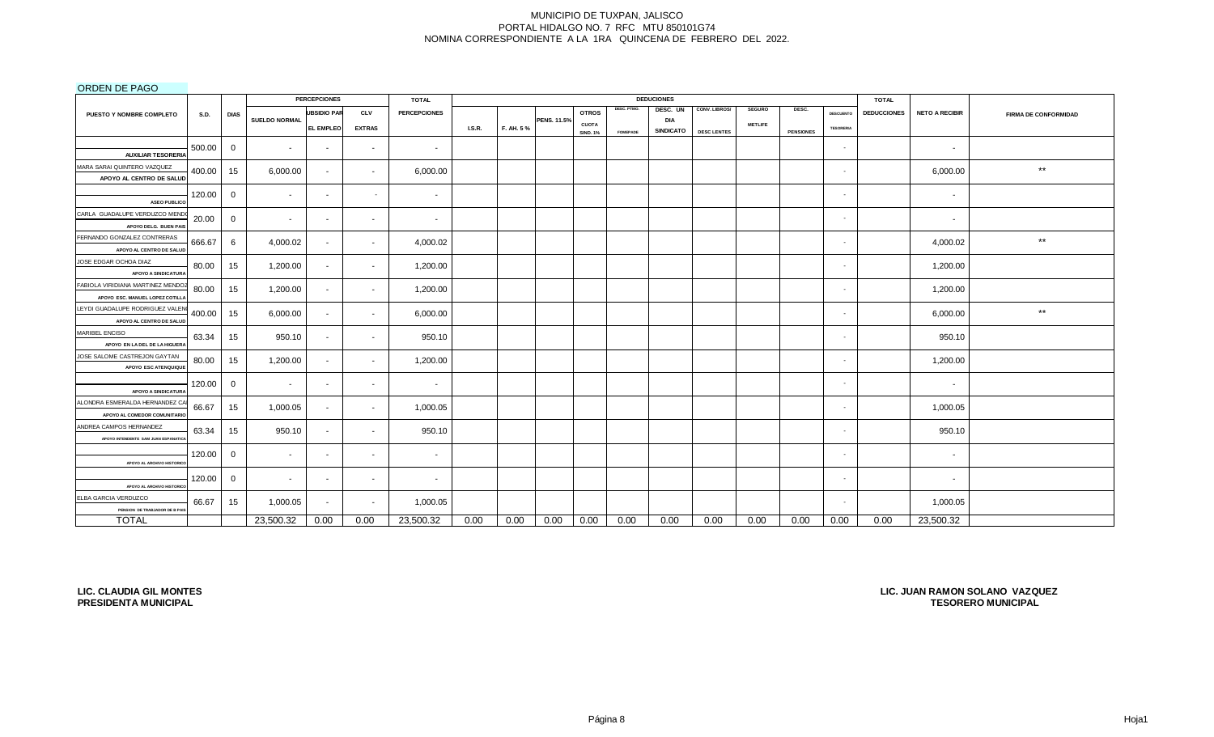MUNICIPIO DE TUXPAN, JALISCO
PORTAL HIDALGO NO. 7 RFC MTU 850101G74
NOMINA CORRESPONDIENTE A LA 1RA QUINCENA DE FEBRERO DEL 2022.

ORDEN DE PAGO

| PUESTO Y NOMBRE COMPLETO | S.D. | DIAS | PERCEPCIONES SUELDO NORMAL | SUBSIDIO PARA EL EMPLEO | CLV EXTRAS | TOTAL PERCEPCIONES | DEDUCCIONES I.S.R. | F. AH. 5 % | PENS. 11.5% | OTROS CUOTA SIND. 1% | DESC. PTMO. FOMEPADE | DESC. UN DIA SINDICATO | CONV. LIBROS/ DESC LENTES | SEGURO METLIFE | DESC. PENSIONES | DESCUENTO TESORERIA | TOTAL DEDUCCIONES | NETO A RECIBIR | FIRMA DE CONFORMIDAD |
|---|---|---|---|---|---|---|---|---|---|---|---|---|---|---|---|---|---|---|---|
| AUXILIAR TESORERIA | 500.00 | 0 | - | - | - | - | | | | | | | | | | - | | - | |
| MARA SARAI QUINTERO VAZQUEZ APOYO AL CENTRO DE SALUD | 400.00 | 15 | 6,000.00 | - | - | 6,000.00 | | | | | | | | | | - | | 6,000.00 | ** |
| ASEO PUBLICO | 120.00 | 0 | - | - | - | - | | | | | | | | | | - | | - | |
| CARLA GUADALUPE VERDUZCO MENDO APOYO DELG. BUEN PAIS | 20.00 | 0 | - | - | - | - | | | | | | | | | | - | | - | |
| FERNANDO GONZALEZ CONTRERAS APOYO AL CENTRO DE SALUD | 666.67 | 6 | 4,000.02 | - | - | 4,000.02 | | | | | | | | | | - | | 4,000.02 | ** |
| JOSE EDGAR OCHOA DIAZ APOYO A SINDICATURA | 80.00 | 15 | 1,200.00 | - | - | 1,200.00 | | | | | | | | | | - | | 1,200.00 | |
| FABIOLA VIRIDIANA MARTINEZ MENDOZ APOYO ESC. MANUEL LOPEZ COTILLA | 80.00 | 15 | 1,200.00 | - | - | 1,200.00 | | | | | | | | | | - | | 1,200.00 | |
| LEYDI GUADALUPE RODRIGUEZ VALEN APOYO AL CENTRO DE SALUD | 400.00 | 15 | 6,000.00 | - | - | 6,000.00 | | | | | | | | | | - | | 6,000.00 | ** |
| MARIBEL ENCISO APOYO EN LA DEL DE LA HIGUERA | 63.34 | 15 | 950.10 | - | - | 950.10 | | | | | | | | | | - | | 950.10 | |
| JOSE SALOME CASTREJON GAYTAN APOYO ESC ATENQUIQUE | 80.00 | 15 | 1,200.00 | - | - | 1,200.00 | | | | | | | | | | - | | 1,200.00 | |
| APOYO A SINDICATURA | 120.00 | 0 | - | - | - | - | | | | | | | | | | - | | - | |
| ALONDRA ESMERALDA HERNANDEZ CA APOYO AL COMEDOR COMUNITARIO | 66.67 | 15 | 1,000.05 | - | - | 1,000.05 | | | | | | | | | | - | | 1,000.05 | |
| ANDREA CAMPOS HERNANDEZ APOYO INTENDENTE SAN JUAN ESPANATICA | 63.34 | 15 | 950.10 | - | - | 950.10 | | | | | | | | | | - | | 950.10 | |
| APOYO AL ARCHIVO HISTORICO | 120.00 | 0 | - | - | - | - | | | | | | | | | | - | | - | |
| APOYO AL ARCHIVO HISTORICO | 120.00 | 0 | - | - | - | - | | | | | | | | | | - | | - | |
| ELBA GARCIA VERDUZCO PENSION DE TRABAJADOR DE B PAIS | 66.67 | 15 | 1,000.05 | - | - | 1,000.05 | | | | | | | | | | - | | 1,000.05 | |
| TOTAL | | | 23,500.32 | 0.00 | 0.00 | 23,500.32 | 0.00 | 0.00 | 0.00 | 0.00 | 0.00 | 0.00 | 0.00 | 0.00 | 0.00 | 0.00 | 0.00 | 23,500.32 | |

**LIC. CLAUDIA GIL MONTES**
**PRESIDENTA MUNICIPAL**

**LIC. JUAN RAMON SOLANO VAZQUEZ**
**TESORERO MUNICIPAL**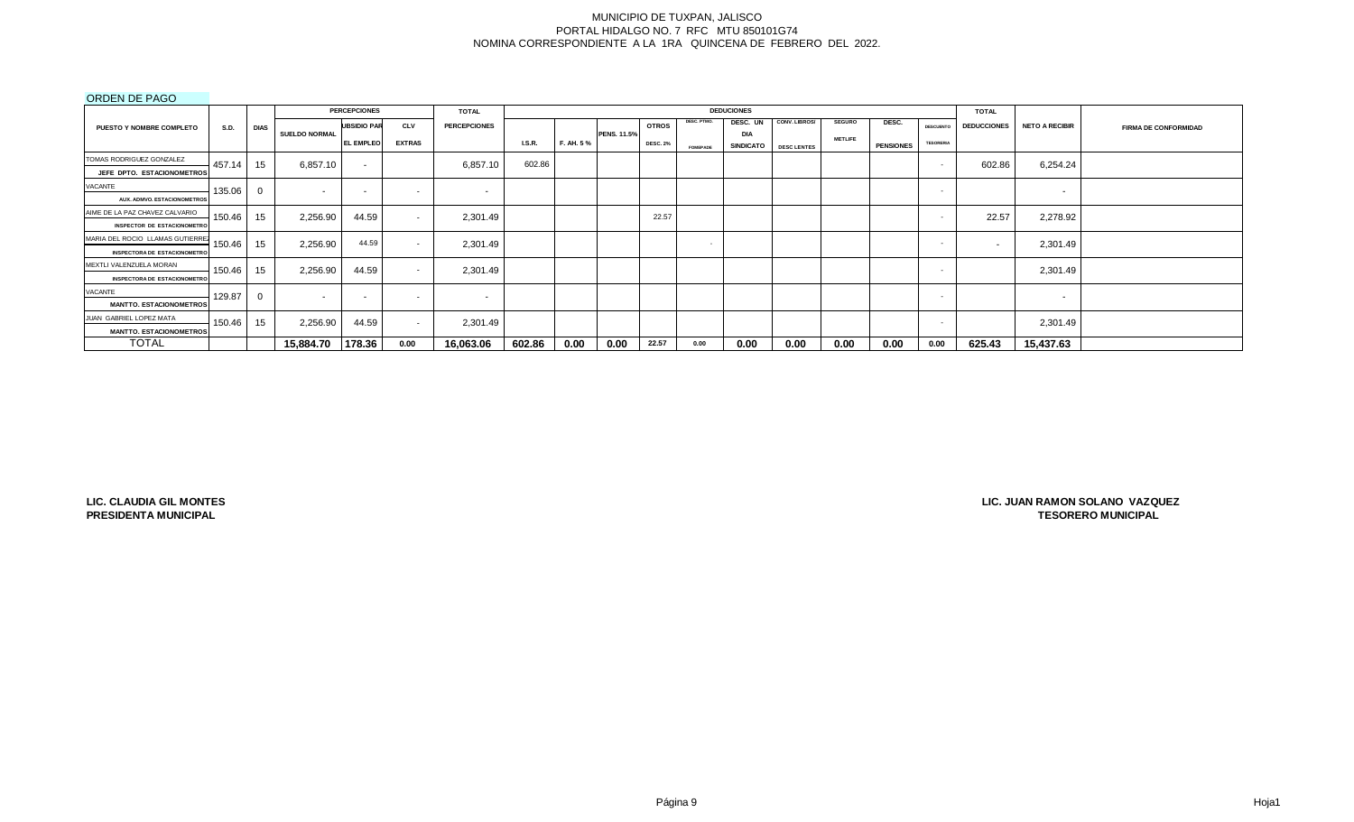MUNICIPIO DE TUXPAN, JALISCO
PORTAL HIDALGO NO. 7 RFC MTU 850101G74
NOMINA CORRESPONDIENTE A LA 1RA QUINCENA DE FEBRERO DEL 2022.

ORDEN DE PAGO

| PUESTO Y NOMBRE COMPLETO | S.D. | DIAS | PERCEPCIONES SUELDO NORMAL | SUBSIDIO PAR EL EMPLEO | CLV EXTRAS | TOTAL PERCEPCIONES | DEDUCCIONES I.S.R. | F. AH. 5 % | PENS. 11.5% | OTROS DESC. 2% | DESC. PTMO. FOMEPADE | DESC. UN DIA SINDICATO | CONV. LIBROS/ DESC LENTES | SEGURO METLIFE | DESC. PENSIONES | DESCUENTO TESORERIA | TOTAL DEDUCCIONES | NETO A RECIBIR | FIRMA DE CONFORMIDAD |
|---|---|---|---|---|---|---|---|---|---|---|---|---|---|---|---|---|---|---|---|
| TOMAS RODRIGUEZ GONZALEZ JEFE DPTO. ESTACIONOMETROS | 457.14 | 15 | 6,857.10 | - | | 6,857.10 | 602.86 | | | | | | | | | - | 602.86 | 6,254.24 | |
| VACANTE AUX. ADMVO. ESTACIONOMETROS | 135.06 | 0 | - | - | - | - | | | | | | | | | | - | | - | |
| AIME DE LA PAZ CHAVEZ CALVARIO INSPECTOR DE ESTACIONOMETRO | 150.46 | 15 | 2,256.90 | 44.59 | - | 2,301.49 | | | | 22.57 | | | | | | - | 22.57 | 2,278.92 | |
| MARIA DEL ROCIO LLAMAS GUTIERREZ INSPECTORA DE ESTACIONOMETRO | 150.46 | 15 | 2,256.90 | 44.59 | - | 2,301.49 | | | | | - | | | | | - | - | 2,301.49 | |
| MEXTLI VALENZUELA MORAN INSPECTORA DE ESTACIONOMETRO | 150.46 | 15 | 2,256.90 | 44.59 | - | 2,301.49 | | | | | | | | | | - | | 2,301.49 | |
| VACANTE MANTTO. ESTACIONOMETROS | 129.87 | 0 | - | - | - | - | | | | | | | | | | - | | - | |
| JUAN GABRIEL LOPEZ MATA MANTTO. ESTACIONOMETROS | 150.46 | 15 | 2,256.90 | 44.59 | - | 2,301.49 | | | | | | | | | | - | | 2,301.49 | |
| TOTAL | | | 15,884.70 | 178.36 | 0.00 | 16,063.06 | 602.86 | 0.00 | 0.00 | 22.57 | 0.00 | 0.00 | 0.00 | 0.00 | 0.00 | 0.00 | 625.43 | 15,437.63 | |

**LIC. CLAUDIA GIL MONTES**
**PRESIDENTA MUNICIPAL**

**LIC. JUAN RAMON SOLANO VAZQUEZ**
**TESORERO MUNICIPAL**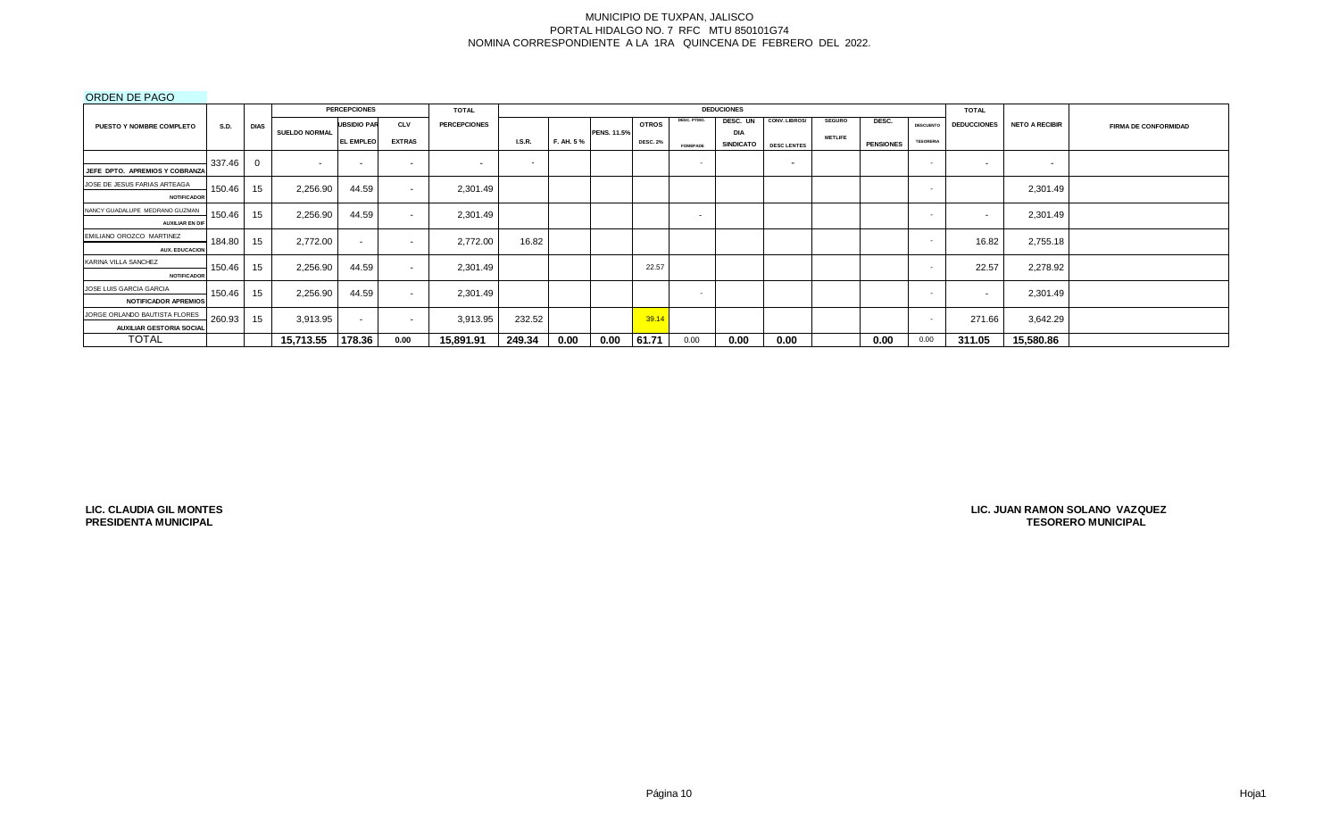MUNICIPIO DE TUXPAN, JALISCO
PORTAL HIDALGO NO. 7 RFC MTU 850101G74
NOMINA CORRESPONDIENTE A LA 1RA QUINCENA DE FEBRERO DEL 2022.

ORDEN DE PAGO

| PUESTO Y NOMBRE COMPLETO | S.D. | DIAS | PERCEPCIONES | | | TOTAL | DEDUCIONES | | | | | | | | | | | TOTAL | | |
|---|---|---|---|---|---|---|---|---|---|---|---|---|---|---|---|---|---|---|---|---|
| | | | SUELDO NORMAL | SUBSIDIO PARA EL EMPLEO | CLV EXTRAS | PERCEPCIONES | I.S.R. | F. AH. 5 % | PENS. 11.5% | OTROS DESC. 2% | DESC. PTMO. FOMEPADE | DESC. UN DIA SINDICATO | CONV. LIBROS/ DESC LENTES | SEGURO METLIFE | DESC. PENSIONES | DESCUENTO TESORERIA | DEDUCCIONES | NETO A RECIBIR | FIRMA DE CONFORMIDAD |
| JEFE DPTO. APREMIOS Y COBRANZA | 337.46 | 0 | - | - | - | - | - | | | | - | | - | | | - | - | - | |
| JOSE DE JESUS FARIAS ARTEAGA / NOTIFICADOR | 150.46 | 15 | 2,256.90 | 44.59 | - | 2,301.49 | | | | | | | | | | - | | 2,301.49 | |
| NANCY GUADALUPE MEDRANO GUZMAN / AUXILIAR EN DIF | 150.46 | 15 | 2,256.90 | 44.59 | - | 2,301.49 | | | | | - | | | | | - | - | 2,301.49 | |
| EMILIANO OROZCO MARTINEZ / AUX. EDUCACION | 184.80 | 15 | 2,772.00 | - | - | 2,772.00 | 16.82 | | | | | | | | | - | 16.82 | 2,755.18 | |
| KARINA VILLA SANCHEZ / NOTIFICADOR | 150.46 | 15 | 2,256.90 | 44.59 | - | 2,301.49 | | | | 22.57 | | | | | | - | 22.57 | 2,278.92 | |
| JOSE LUIS GARCIA GARCIA / NOTIFICADOR APREMIOS | 150.46 | 15 | 2,256.90 | 44.59 | - | 2,301.49 | | | | | - | | | | | - | - | 2,301.49 | |
| JORGE ORLANDO BAUTISTA FLORES / AUXILIAR GESTORIA SOCIAL | 260.93 | 15 | 3,913.95 | - | - | 3,913.95 | 232.52 | | | 39.14 | | | | | | - | 271.66 | 3,642.29 | |
| TOTAL | | | 15,713.55 | 178.36 | 0.00 | 15,891.91 | 249.34 | 0.00 | 0.00 | 61.71 | 0.00 | 0.00 | 0.00 | | 0.00 | 0.00 | 311.05 | 15,580.86 | |

**LIC. CLAUDIA GIL MONTES**
**PRESIDENTA MUNICIPAL**

**LIC. JUAN RAMON SOLANO VAZQUEZ**
**TESORERO MUNICIPAL**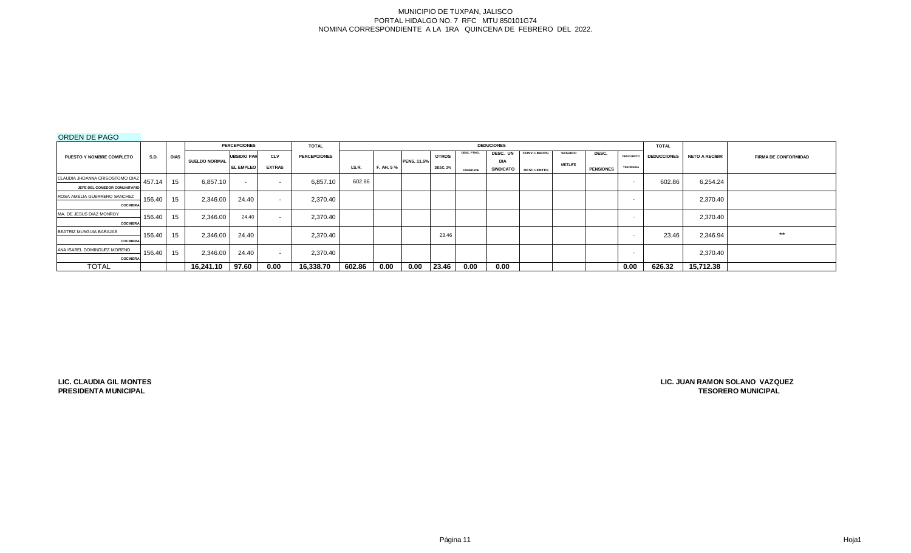MUNICIPIO DE TUXPAN, JALISCO
PORTAL HIDALGO NO. 7 RFC MTU 850101G74
NOMINA CORRESPONDIENTE A LA 1RA QUINCENA DE FEBRERO DEL 2022.

ORDEN DE PAGO

| PUESTO Y NOMBRE COMPLETO | S.D. | DIAS | PERCEPCIONES | | | TOTAL | DEDUCIONES | | | | | | | | | | | TOTAL | NETO A RECIBIR | FIRMA DE CONFORMIDAD |
|---|---|---|---|---|---|---|---|---|---|---|---|---|---|---|---|---|---|---|---|---|
| | | | SUELDO NORMAL | SUBSIDIO PARA EL EMPLEO | CLV EXTRAS | PERCEPCIONES | I.S.R. | F. AH. 5 % | PENS. 11.5% | OTROS DESC. 2% | DESC. PTMO. FOMEPADE | DESC. UN DIA SINDICATO | CONV. LIBROS/ DESC LENTES | SEGURO METLIFE | DESC. PENSIONES | DESCUENTO TESORERIA | DEDUCCIONES | | |
| CLAUDIA JHOANNA CRISOSTOMO DIAZ<br>JEFE DEL COMEDOR COMUNITARIO | 457.14 | 15 | 6,857.10 | - | - | 6,857.10 | 602.86 | | | | | | | | | - | 602.86 | 6,254.24 | |
| ROSA AMELIA GUERRERO SANCHEZ<br>COCINERA | 156.40 | 15 | 2,346.00 | 24.40 | - | 2,370.40 | | | | | | | | | | - | | 2,370.40 | |
| MA. DE JESUS DIAZ MONROY<br>COCINERA | 156.40 | 15 | 2,346.00 | 24.40 | - | 2,370.40 | | | | | | | | | | - | | 2,370.40 | |
| BEATRIZ MUNGUIA BARAJAS<br>COCINERA | 156.40 | 15 | 2,346.00 | 24.40 | | 2,370.40 | | | | 23.46 | | | | | | - | 23.46 | 2,346.94 | ** |
| ANA ISABEL DOMINGUEZ MORENO<br>COCINERA | 156.40 | 15 | 2,346.00 | 24.40 | - | 2,370.40 | | | | | | | | | | - | | 2,370.40 | |
| TOTAL | | | 16,241.10 | 97.60 | 0.00 | 16,338.70 | 602.86 | 0.00 | 0.00 | 23.46 | 0.00 | 0.00 | | | | 0.00 | 626.32 | 15,712.38 | |

**LIC. CLAUDIA GIL MONTES**
**PRESIDENTA MUNICIPAL**

**LIC. JUAN RAMON SOLANO VAZQUEZ**
**TESORERO MUNICIPAL**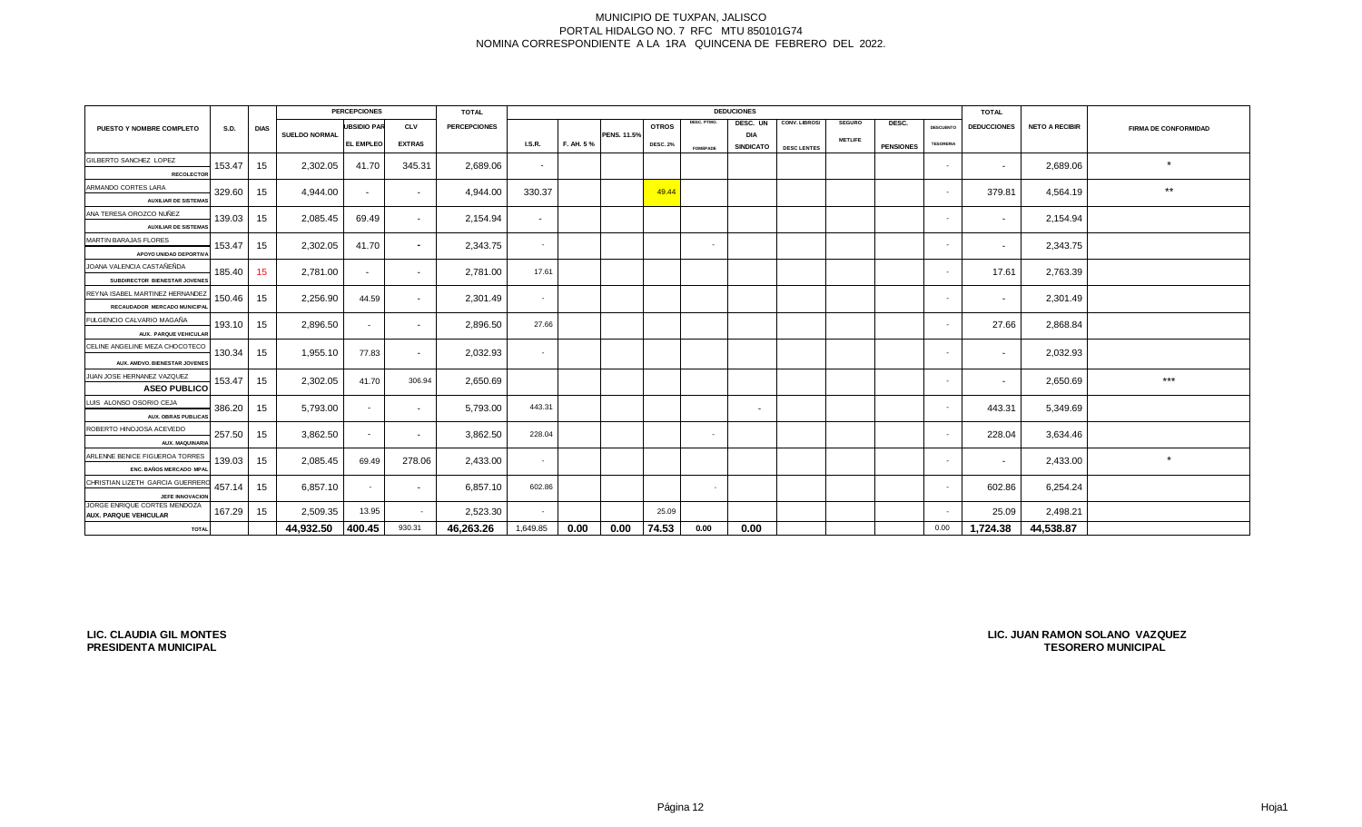MUNICIPIO DE TUXPAN, JALISCO
PORTAL HIDALGO NO. 7 RFC MTU 850101G74
NOMINA CORRESPONDIENTE A LA 1RA QUINCENA DE FEBRERO DEL 2022.

| PUESTO Y NOMBRE COMPLETO | S.D. | DIAS | PERCEPCIONES | | | TOTAL | DEDUCIONES | | | | | | | | | | | TOTAL | NETO A RECIBIR | FIRMA DE CONFORMIDAD |
|---|---|---|---|---|---|---|---|---|---|---|---|---|---|---|---|---|---|---|---|---|
| | | | SUELDO NORMAL | UBSIDIO PAR EL EMPLEO | CLV EXTRAS | PERCEPCIONES | I.S.R. | F. AH. 5 % | PENS. 11.5% | OTROS DESC. 2% | DESC. PTMO. FONDPADE | DESC. UN DIA SINDICATO | CONV. LIBROS/ DESC LENTES | SEGURO METLIFE | DESC. PENSIONES | DESCUENTO TESORERIA | DEDUCCIONES | | |
| GILBERTO SANCHEZ LOPEZ RECOLECTOR | 153.47 | 15 | 2,302.05 | 41.70 | 345.31 | 2,689.06 | - | | | | | | | | | - | - | 2,689.06 | * |
| ARMANDO CORTES LARA AUXILIAR DE SISTEMAS | 329.60 | 15 | 4,944.00 | - | - | 4,944.00 | 330.37 | | | 49.44 | | | | | | - | 379.81 | 4,564.19 | ** |
| ANA TERESA OROZCO NUÑEZ AUXILIAR DE SISTEMAS | 139.03 | 15 | 2,085.45 | 69.49 | - | 2,154.94 | - | | | | | | | | | - | - | 2,154.94 | |
| MARTIN BARAJAS FLORES APOYO UNIDAD DEPORTIVA | 153.47 | 15 | 2,302.05 | 41.70 | - | 2,343.75 | - | | | | - | | | | | - | - | 2,343.75 | |
| JOANA VALENCIA CASTAÑEÑDA SUBDIRECTOR BIENESTAR JOVENES | 185.40 | 15 | 2,781.00 | - | - | 2,781.00 | 17.61 | | | | | | | | | - | 17.61 | 2,763.39 | |
| REYNA ISABEL MARTINEZ HERNANDEZ RECAUDADOR MERCADO MUNICIPAL | 150.46 | 15 | 2,256.90 | 44.59 | - | 2,301.49 | - | | | | | | | | | - | - | 2,301.49 | |
| FULGENCIO CALVARIO MAGAÑA AUX. PARQUE VEHICULAR | 193.10 | 15 | 2,896.50 | - | - | 2,896.50 | 27.66 | | | | | | | | | - | 27.66 | 2,868.84 | |
| CELINE ANGELINE MEZA CHOCOTECO AUX. AMDVO. BIENESTAR JOVENES | 130.34 | 15 | 1,955.10 | 77.83 | - | 2,032.93 | - | | | | | | | | | - | - | 2,032.93 | |
| JUAN JOSE HERNANEZ VAZQUEZ ASEO PUBLICO | 153.47 | 15 | 2,302.05 | 41.70 | 306.94 | 2,650.69 | | | | | | | | | | - | - | 2,650.69 | *** |
| LUIS ALONSO OSORIO CEJA AUX. OBRAS PUBLICAS | 386.20 | 15 | 5,793.00 | - | - | 5,793.00 | 443.31 | | | | | - | | | | - | 443.31 | 5,349.69 | |
| ROBERTO HINOJOSA ACEVEDO AUX. MAQUINARIA | 257.50 | 15 | 3,862.50 | - | - | 3,862.50 | 228.04 | | | | - | | | | | - | 228.04 | 3,634.46 | |
| ARLENNE BENICE FIGUEROA TORRES ENC. BAÑOS MERCADO MPAL | 139.03 | 15 | 2,085.45 | 69.49 | 278.06 | 2,433.00 | - | | | | | | | | | - | - | 2,433.00 | * |
| CHRISTIAN LIZETH GARCIA GUERRERO JEFE INNOVACION | 457.14 | 15 | 6,857.10 | - | - | 6,857.10 | 602.86 | | | | - | | | | | - | 602.86 | 6,254.24 | |
| JORGE ENRIQUE CORTES MENDOZA AUX. PARQUE VEHICULAR | 167.29 | 15 | 2,509.35 | 13.95 | - | 2,523.30 | - | | | 25.09 | | | | | | - | 25.09 | 2,498.21 | |
| TOTAL | | | 44,932.50 | 400.45 | 930.31 | 46,263.26 | 1,649.85 | 0.00 | 0.00 | 74.53 | 0.00 | 0.00 | | | | 0.00 | 1,724.38 | 44,538.87 | |

LIC. CLAUDIA GIL MONTES
PRESIDENTA MUNICIPAL

LIC. JUAN RAMON SOLANO VAZQUEZ
TESORERO MUNICIPAL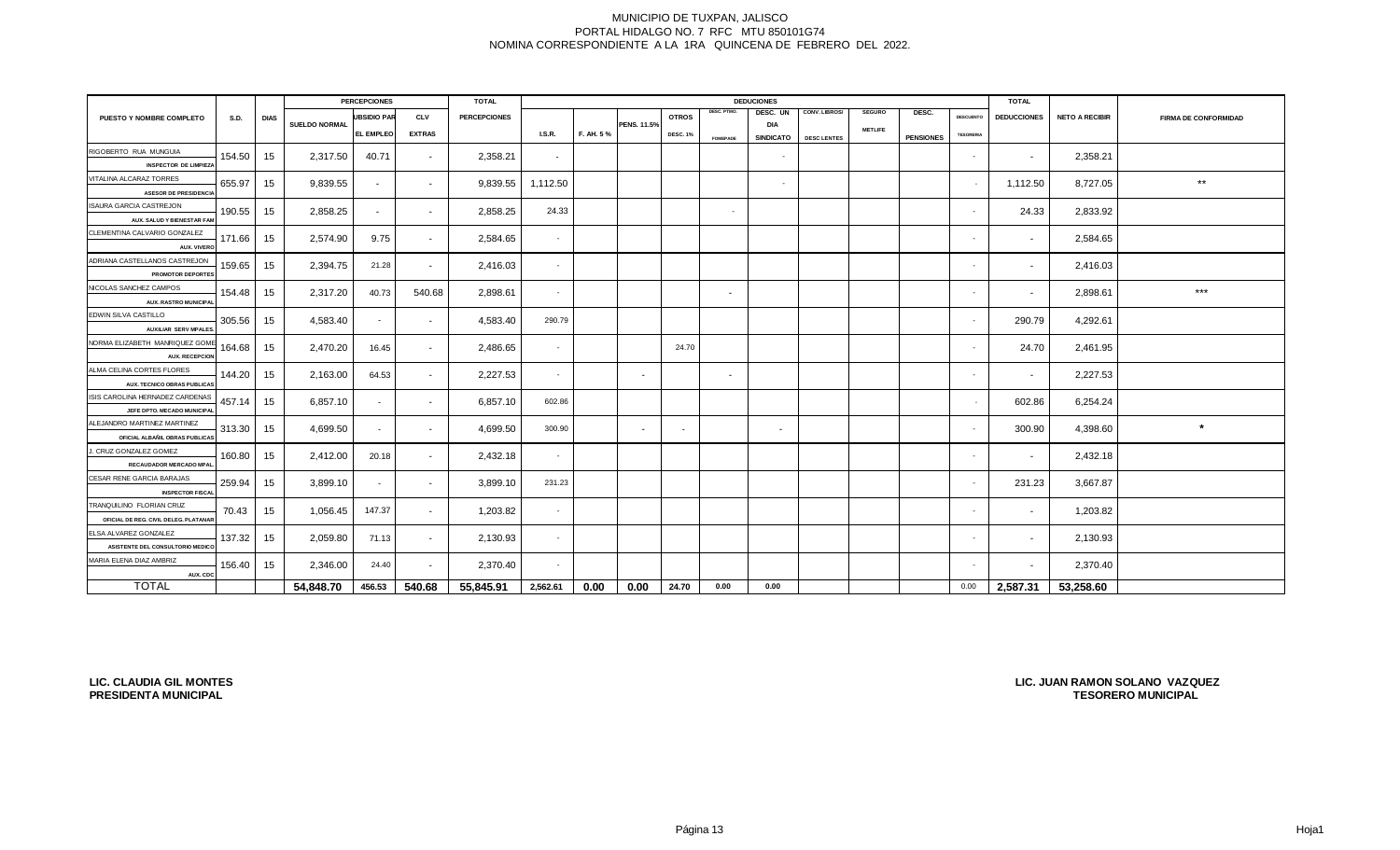MUNICIPIO DE TUXPAN, JALISCO
PORTAL HIDALGO NO. 7 RFC MTU 850101G74
NOMINA CORRESPONDIENTE A LA 1RA QUINCENA DE FEBRERO DEL 2022.

| PUESTO Y NOMBRE COMPLETO | S.D. | DIAS | PERCEPCIONES | | | TOTAL | DEDUCIONES | | | | | | | | | | | TOTAL | NETO A RECIBIR | FIRMA DE CONFORMIDAD |
|---|---|---|---|---|---|---|---|---|---|---|---|---|---|---|---|---|---|---|---|---|
| | | | SUELDO NORMAL | UBSIDIO PAR EL EMPLEO | CLV EXTRAS | PERCEPCIONES | I.S.R. | F. AH. 5 % | PENS. 11.5% | OTROS DESC. 1% | DESC. PTMO. FOMEPADE | DESC. UN DIA SINDICATO | CONV. LIBROS/ DESC LENTES | SEGURO METLIFE | DESC. PENSIONES | DESCUENTO TESORERIA | DEDUCCIONES | | |
| RIGOBERTO RUA MUNGUIA<br>INSPECTOR DE LIMPIEZA | 154.50 | 15 | 2,317.50 | 40.71 | - | 2,358.21 | - | | | | | - | | | | - | - | 2,358.21 | |
| VITALINA ALCARAZ TORRES<br>ASESOR DE PRESIDENCIA | 655.97 | 15 | 9,839.55 | - | - | 9,839.55 | 1,112.50 | | | | | - | | | | - | 1,112.50 | 8,727.05 | ** |
| ISAURA GARCIA CASTREJON<br>AUX. SALUD Y BIENESTAR FAM | 190.55 | 15 | 2,858.25 | - | - | 2,858.25 | 24.33 | | | | - | | | | | - | 24.33 | 2,833.92 | |
| CLEMENTINA CALVARIO GONZALEZ<br>AUX. VIVERO | 171.66 | 15 | 2,574.90 | 9.75 | - | 2,584.65 | - | | | | | | | | | - | - | 2,584.65 | |
| ADRIANA CASTELLANOS CASTREJON<br>PROMOTOR DEPORTES | 159.65 | 15 | 2,394.75 | 21.28 | - | 2,416.03 | - | | | | | | | | | - | - | 2,416.03 | |
| NICOLAS SANCHEZ CAMPOS<br>AUX. RASTRO MUNICIPAL | 154.48 | 15 | 2,317.20 | 40.73 | 540.68 | 2,898.61 | - | | | | - | | | | | - | - | 2,898.61 | *** |
| EDWIN SILVA CASTILLO<br>AUXILIAR SERV MPALES. | 305.56 | 15 | 4,583.40 | - | - | 4,583.40 | 290.79 | | | | | | | | | - | 290.79 | 4,292.61 | |
| NORMA ELIZABETH MANRIQUEZ GOME<br>AUX. RECEPCION | 164.68 | 15 | 2,470.20 | 16.45 | - | 2,486.65 | - | | | 24.70 | | | | | | - | 24.70 | 2,461.95 | |
| ALMA CELINA CORTES FLORES<br>AUX. TECNICO OBRAS PUBLICAS | 144.20 | 15 | 2,163.00 | 64.53 | - | 2,227.53 | - | | - | | - | | | | | - | - | 2,227.53 | |
| ISIS CAROLINA HERNADEZ CARDENAS<br>JEFE DPTO. MECADO MUNICIPAL | 457.14 | 15 | 6,857.10 | - | - | 6,857.10 | 602.86 | | | | | | | | | - | 602.86 | 6,254.24 | |
| ALEJANDRO MARTINEZ MARTINEZ<br>OFICIAL ALBAÑIL OBRAS PUBLICAS | 313.30 | 15 | 4,699.50 | - | - | 4,699.50 | 300.90 | | - | - | | - | | | | - | 300.90 | 4,398.60 | * |
| J. CRUZ GONZALEZ GOMEZ<br>RECAUDADOR MERCADO MPAL. | 160.80 | 15 | 2,412.00 | 20.18 | - | 2,432.18 | - | | | | | | | | | - | - | 2,432.18 | |
| CESAR RENE GARCIA BARAJAS<br>INSPECTOR FISCAL | 259.94 | 15 | 3,899.10 | - | - | 3,899.10 | 231.23 | | | | | | | | | - | 231.23 | 3,667.87 | |
| TRANQUILINO FLORIAN CRUZ<br>OFICIAL DE REG. CIVIL DELEG. PLATANAR | 70.43 | 15 | 1,056.45 | 147.37 | - | 1,203.82 | - | | | | | | | | | - | - | 1,203.82 | |
| ELSA ALVAREZ GONZALEZ<br>ASISTENTE DEL CONSULTORIO MEDICO | 137.32 | 15 | 2,059.80 | 71.13 | - | 2,130.93 | - | | | | | | | | | - | - | 2,130.93 | |
| MARIA ELENA DIAZ AMBRIZ<br>AUX. CDC | 156.40 | 15 | 2,346.00 | 24.40 | - | 2,370.40 | - | | | | | | | | | - | - | 2,370.40 | |
| TOTAL | | | 54,848.70 | 456.53 | 540.68 | 55,845.91 | 2,562.61 | 0.00 | 0.00 | 24.70 | 0.00 | 0.00 | | | | 0.00 | 2,587.31 | 53,258.60 | |

**LIC. CLAUDIA GIL MONTES**
**PRESIDENTA MUNICIPAL**

**LIC. JUAN RAMON SOLANO VAZQUEZ**
**TESORERO MUNICIPAL**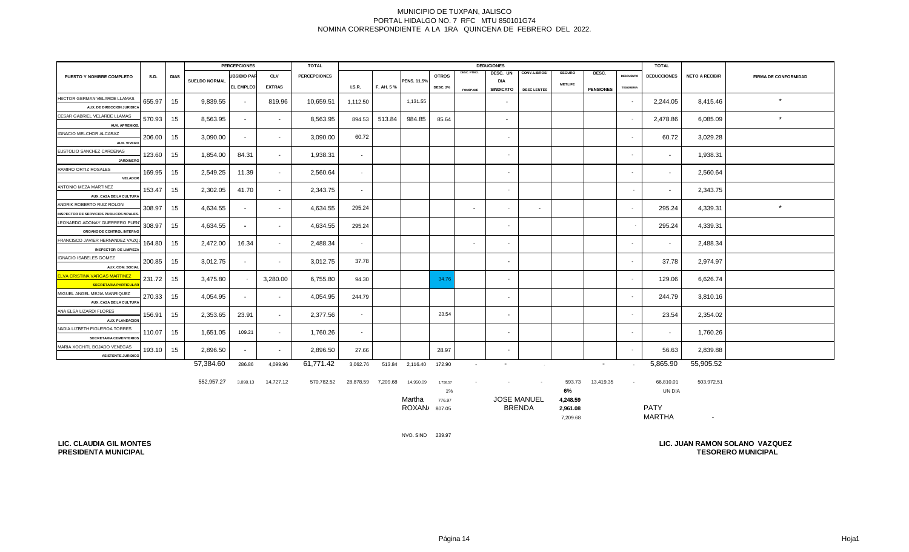MUNICIPIO DE TUXPAN, JALISCO
PORTAL HIDALGO NO. 7 RFC MTU 850101G74
NOMINA CORRESPONDIENTE A LA 1RA QUINCENA DE FEBRERO DEL 2022.

| PUESTO Y NOMBRE COMPLETO | S.D. | DIAS | PERCEPCIONES SUELDO NORMAL | SUBSIDIO PAR EL EMPLEO | CLV EXTRAS | TOTAL PERCEPCIONES | DEDUCCIONES I.S.R. | F. AH. 5 % | PENS. 11.5% | OTROS DESC. 2% | DESC. PTMO. FONDAPE | DESC. UN DIA SINDICATO | CONV. LIBROS/ DESC LENTES | SEGURO METLIFE | DESC. PENSIONES | DESCUENTO TESORERIA | TOTAL DEDUCCIONES | NETO A RECIBIR | FIRMA DE CONFORMIDAD |
|---|---|---|---|---|---|---|---|---|---|---|---|---|---|---|---|---|---|---|---|
| HECTOR GERMAN VELARDE LLAMAS AUX. DE DIRECCION JURIDICA | 655.97 | 15 | 9,839.55 | - | 819.96 | 10,659.51 | 1,112.50 | | 1,131.55 | | | - | | | | - | 2,244.05 | 8,415.46 | * |
| CESAR GABRIEL VELARDE LLAMAS AUX. APREMIOS. | 570.93 | 15 | 8,563.95 | - | - | 8,563.95 | 894.53 | 513.84 | 984.85 | 85.64 | | - | | | | - | 2,478.86 | 6,085.09 | * |
| IGNACIO MELCHOR ALCARAZ AUX. VIVERO | 206.00 | 15 | 3,090.00 | - | - | 3,090.00 | 60.72 | | | | | - | | | | - | 60.72 | 3,029.28 | |
| EUSTOLIO SANCHEZ CARDENAS JARDINERO | 123.60 | 15 | 1,854.00 | 84.31 | - | 1,938.31 | - | | | | | - | | | | - | - | 1,938.31 | |
| RAMIRO ORTIZ ROSALES VELADOR | 169.95 | 15 | 2,549.25 | 11.39 | - | 2,560.64 | - | | | | | - | | | | - | - | 2,560.64 | |
| ANTONIO MEZA MARTINEZ AUX. CASA DE LA CULTURA | 153.47 | 15 | 2,302.05 | 41.70 | - | 2,343.75 | - | | | | | - | | | | - | - | 2,343.75 | |
| ANDRIK ROBERTO RUIZ ROLON INSPECTOR DE SERVICIOS PUBLICOS MPALES. | 308.97 | 15 | 4,634.55 | - | - | 4,634.55 | 295.24 | | | | - | - | - | | | - | 295.24 | 4,339.31 | * |
| LEONARDO ADONAY GUERRERO PUENT ORGANO DE CONTROL INTERNO | 308.97 | 15 | 4,634.55 | - | - | 4,634.55 | 295.24 | | | | | - | | | | - | 295.24 | 4,339.31 | |
| FRANCISCO JAVIER HERNANDEZ VAZQU INSPECTOR DE LIMPIEZA | 164.80 | 15 | 2,472.00 | 16.34 | - | 2,488.34 | - | | | | - | - | | | | - | - | 2,488.34 | |
| IGNACIO ISABELES GOMEZ AUX. COM. SOCIAL | 200.85 | 15 | 3,012.75 | - | - | 3,012.75 | 37.78 | | | | | - | | | | - | 37.78 | 2,974.97 | |
| ELVA CRISTINA VARGAS MARTINEZ SECRETARIA PARTICULAR | 231.72 | 15 | 3,475.80 | - | 3,280.00 | 6,755.80 | 94.30 | | | 34.76 | | - | | | | - | 129.06 | 6,626.74 | |
| MIGUEL ANGEL MEJIA MANRIQUEZ AUX. CASA DE LA CULTURA | 270.33 | 15 | 4,054.95 | - | - | 4,054.95 | 244.79 | | | | | - | | | | - | 244.79 | 3,810.16 | |
| ANA ELSA LIZARDI FLORES AUX. PLANEACION | 156.91 | 15 | 2,353.65 | 23.91 | - | 2,377.56 | - | | | 23.54 | | - | | | | - | 23.54 | 2,354.02 | |
| NADIA LIZBETH FIGUEROA TORRES SECRETARIA CEMENTERIOS | 110.07 | 15 | 1,651.05 | 109.21 | - | 1,760.26 | - | | | | | - | | | | - | - | 1,760.26 | |
| MARIA XOCHITL BOJADO VENEGAS ASISTENTE JURIDICO | 193.10 | 15 | 2,896.50 | - | - | 2,896.50 | 27.66 | | | 28.97 | | - | | | | - | 56.63 | 2,839.88 | |
| | | | 57,384.60 | 286.86 | 4,099.96 | 61,771.42 | 3,062.76 | 513.84 | 2,116.40 | 172.90 | - | - | - | | - | - | 5,865.90 | 55,905.52 | |
| | | | 552,957.27 | 3,098.13 | 14,727.12 | 570,782.52 | 28,878.59 | 7,209.68 | 14,950.09 | 1,758.57 | - | - | - | 593.73 | 13,419.35 | - | 66,810.01 | 503,972.51 | |
| | | | | | | | | | | 1% | | | | 6% | | | UN DIA | | |
| | | | | | | | | | Martha | 776.97 | | JOSE MANUEL | | 4,248.59 | | | | | |
| | | | | | | | | | ROXANA | 807.05 | | BRENDA | | 2,961.08 | | | PATY | | |
| | | | | | | | | | | | | | | 7,209.68 | | | MARTHA | - | |

NVO. SIND 239.97

**LIC. CLAUDIA GIL MONTES**
**PRESIDENTA MUNICIPAL**

**LIC. JUAN RAMON SOLANO VAZQUEZ**
**TESORERO MUNICIPAL**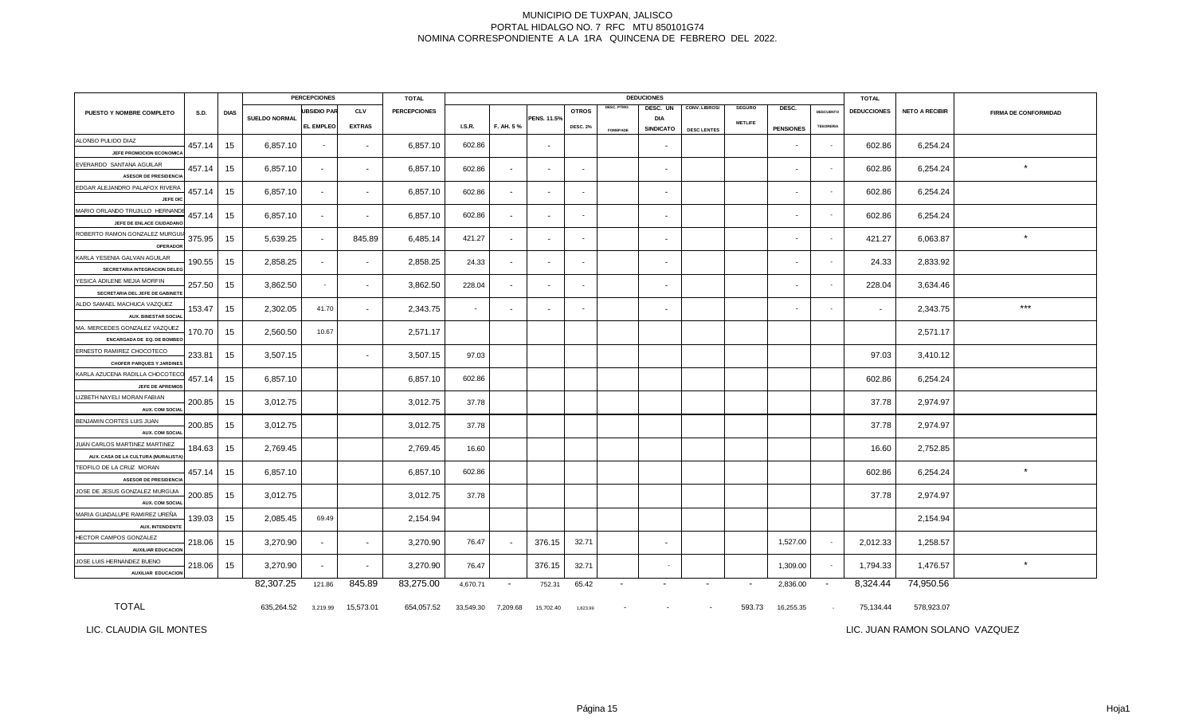MUNICIPIO DE TUXPAN, JALISCO
PORTAL HIDALGO NO. 7 RFC MTU 850101G74
NOMINA CORRESPONDIENTE A LA 1RA QUINCENA DE FEBRERO DEL 2022.

| PUESTO Y NOMBRE COMPLETO | S.D. | DIAS | PERCEPCIONES SUELDO NORMAL | SUBSIDIO PARA EL EMPLEO | CLV EXTRAS | TOTAL PERCEPCIONES | DEDUCCIONES I.S.R. | F. AH. 5 % | PENS. 11.5% | OTROS DESC. 2% | DESC. PTMO. FONDPADE | DESC. UN DIA SINDICATO | CONV. LIBROS/ DESC LENTES | SEGURO METLIFE | DESC. PENSIONES | DESCUENTO TESORERIA | TOTAL DEDUCCIONES | NETO A RECIBIR | FIRMA DE CONFORMIDAD |
|---|---|---|---|---|---|---|---|---|---|---|---|---|---|---|---|---|---|---|---|
| ALONSO PULIDO DIAZ<br>JEFE PROMOCION ECONOMICA | 457.14 | 15 | 6,857.10 | - | - | 6,857.10 | 602.86 | | - | | | - | | | - | - | 602.86 | 6,254.24 | |
| EVERARDO SANTANA AGUILAR<br>ASESOR DE PRESIDENCIA | 457.14 | 15 | 6,857.10 | - | - | 6,857.10 | 602.86 | - | - | - | | - | | | - | - | 602.86 | 6,254.24 | * |
| EDGAR ALEJANDRO PALAFOX RIVERA<br>JEFE OIC | 457.14 | 15 | 6,857.10 | - | - | 6,857.10 | 602.86 | - | - | - | | - | | | - | - | 602.86 | 6,254.24 | |
| MARIO ORLANDO TRUJILLO HERNANDE<br>JEFE DE ENLACE CIUDADANO | 457.14 | 15 | 6,857.10 | - | - | 6,857.10 | 602.86 | - | - | - | | - | | | - | - | 602.86 | 6,254.24 | |
| ROBERTO RAMON GONZALEZ MURGUIA<br>OPERADOR | 375.95 | 15 | 5,639.25 | - | 845.89 | 6,485.14 | 421.27 | - | - | - | | - | | | - | - | 421.27 | 6,063.87 | * |
| KARLA YESENIA GALVAN AGUILAR<br>SECRETARIA INTEGRACION DELEG | 190.55 | 15 | 2,858.25 | - | - | 2,858.25 | 24.33 | - | - | - | | - | | | - | - | 24.33 | 2,833.92 | |
| YESICA ADILENE MEJIA MORFIN<br>SECRETARIA DEL JEFE DE GABINETE | 257.50 | 15 | 3,862.50 | - | - | 3,862.50 | 228.04 | - | - | - | | - | | | - | - | 228.04 | 3,634.46 | |
| ALDO SAMAEL MACHUCA VAZQUEZ<br>AUX. BINESTAR SOCIAL | 153.47 | 15 | 2,302.05 | 41.70 | - | 2,343.75 | - | - | - | - | | - | | | - | - | - | 2,343.75 | *** |
| MA. MERCEDES GONZALEZ VAZQUEZ<br>ENCARGADA DE EQ. DE BOMBEO | 170.70 | 15 | 2,560.50 | 10.67 | | 2,571.17 | | | | | | | | | | | | 2,571.17 | |
| ERNESTO RAMIREZ CHOCOTECO<br>CHOFER PARQUES Y JARDINES | 233.81 | 15 | 3,507.15 | | - | 3,507.15 | 97.03 | | | | | | | | | | 97.03 | 3,410.12 | |
| KARLA AZUCENA RADILLA CHOCOTECO<br>JEFE DE APREMIOS | 457.14 | 15 | 6,857.10 | | | 6,857.10 | 602.86 | | | | | | | | | | 602.86 | 6,254.24 | |
| LIZBETH NAYELI MORAN FABIAN<br>AUX. COM SOCIAL | 200.85 | 15 | 3,012.75 | | | 3,012.75 | 37.78 | | | | | | | | | | 37.78 | 2,974.97 | |
| BENJAMIN CORTES LUIS JUAN<br>AUX. COM SOCIAL | 200.85 | 15 | 3,012.75 | | | 3,012.75 | 37.78 | | | | | | | | | | 37.78 | 2,974.97 | |
| JUAN CARLOS MARTINEZ MARTINEZ<br>AUX. CASA DE LA CULTURA (MURALISTA) | 184.63 | 15 | 2,769.45 | | | 2,769.45 | 16.60 | | | | | | | | | | 16.60 | 2,752.85 | |
| TEOFILO DE LA CRUZ MORAN<br>ASESOR DE PRESIDENCIA | 457.14 | 15 | 6,857.10 | | | 6,857.10 | 602.86 | | | | | | | | | | 602.86 | 6,254.24 | * |
| JOSE DE JESUS GONZALEZ MURGUIA<br>AUX. COM SOCIAL | 200.85 | 15 | 3,012.75 | | | 3,012.75 | 37.78 | | | | | | | | | | 37.78 | 2,974.97 | |
| MARIA GUADALUPE RAMIREZ UREÑA<br>AUX. INTENDENTE | 139.03 | 15 | 2,085.45 | 69.49 | | 2,154.94 | | | | | | | | | | | | 2,154.94 | |
| HECTOR CAMPOS GONZALEZ<br>AUXILIAR EDUCACION | 218.06 | 15 | 3,270.90 | - | - | 3,270.90 | 76.47 | - | 376.15 | 32.71 | | - | | | 1,527.00 | - | 2,012.33 | 1,258.57 | |
| JOSE LUIS HERNANDEZ BUENO<br>AUXILIAR EDUCACION | 218.06 | 15 | 3,270.90 | - | - | 3,270.90 | 76.47 | | 376.15 | 32.71 | | - | | | 1,309.00 | - | 1,794.33 | 1,476.57 | * |
| | | | 82,307.25 | 121.86 | 845.89 | 83,275.00 | 4,670.71 | - | 752.31 | 65.42 | - | - | - | - | 2,836.00 | - | 8,324.44 | 74,950.56 | |
| TOTAL | | | 635,264.52 | 3,219.99 | 15,573.01 | 654,057.52 | 33,549.30 | 7,209.68 | 15,702.40 | 1,823.99 | - | - | - | 593.73 | 16,255.35 | - | 75,134.44 | 578,923.07 | |

LIC. CLAUDIA GIL MONTES

LIC. JUAN RAMON SOLANO VAZQUEZ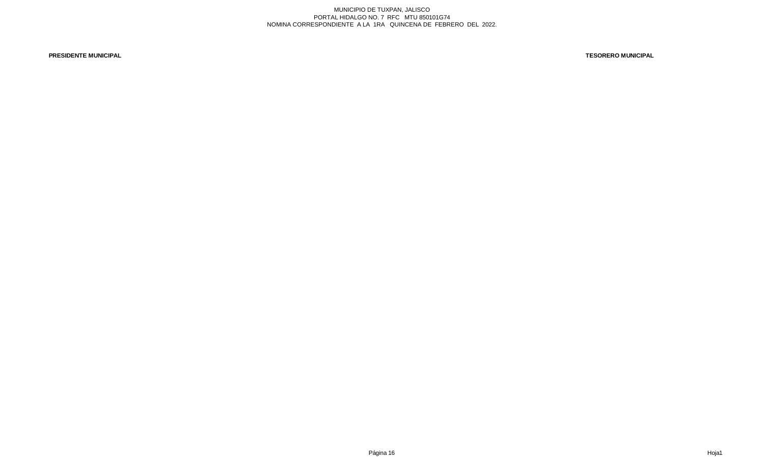MUNICIPIO DE TUXPAN, JALISCO
PORTAL HIDALGO NO. 7 RFC MTU 850101G74
NOMINA CORRESPONDIENTE A LA 1RA QUINCENA DE FEBRERO DEL 2022.

**PRESIDENTE MUNICIPAL** **TESORERO MUNICIPAL**